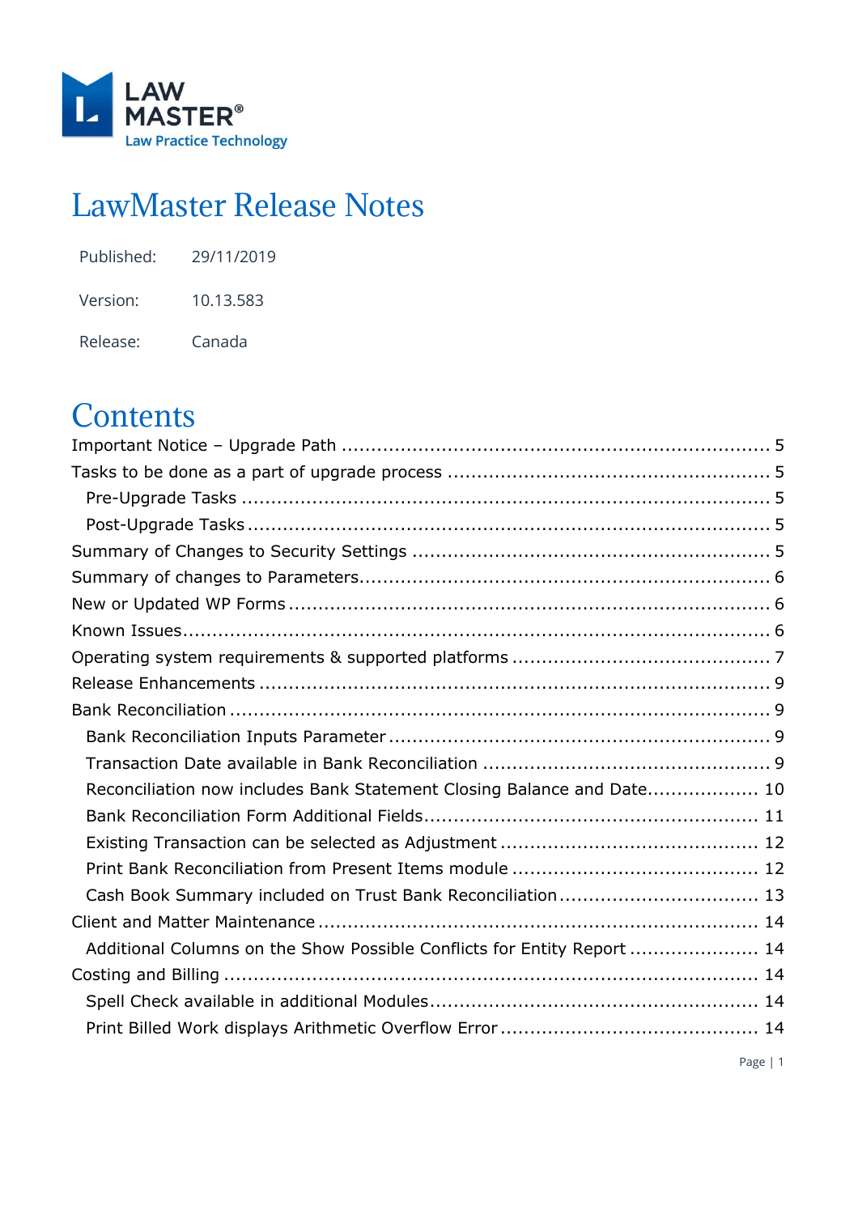LAW MASTER®
Law Practice Technology

# LawMaster Release Notes

| | |
|---|---|
| Published: | 29/11/2019 |
| Version: | 10.13.583 |
| Release: | Canada |

# Contents

Important Notice – Upgrade Path ........ 5
Tasks to be done as a part of upgrade process ........ 5
- Pre-Upgrade Tasks ........ 5
- Post-Upgrade Tasks ........ 5

Summary of Changes to Security Settings ........ 5
Summary of changes to Parameters ........ 6
New or Updated WP Forms ........ 6
Known Issues ........ 6
Operating system requirements & supported platforms ........ 7
Release Enhancements ........ 9
Bank Reconciliation ........ 9
- Bank Reconciliation Inputs Parameter ........ 9
- Transaction Date available in Bank Reconciliation ........ 9
- Reconciliation now includes Bank Statement Closing Balance and Date ........ 10
- Bank Reconciliation Form Additional Fields ........ 11
- Existing Transaction can be selected as Adjustment ........ 12
- Print Bank Reconciliation from Present Items module ........ 12
- Cash Book Summary included on Trust Bank Reconciliation ........ 13

Client and Matter Maintenance ........ 14
- Additional Columns on the Show Possible Conflicts for Entity Report ........ 14

Costing and Billing ........ 14
- Spell Check available in additional Modules ........ 14
- Print Billed Work displays Arithmetic Overflow Error ........ 14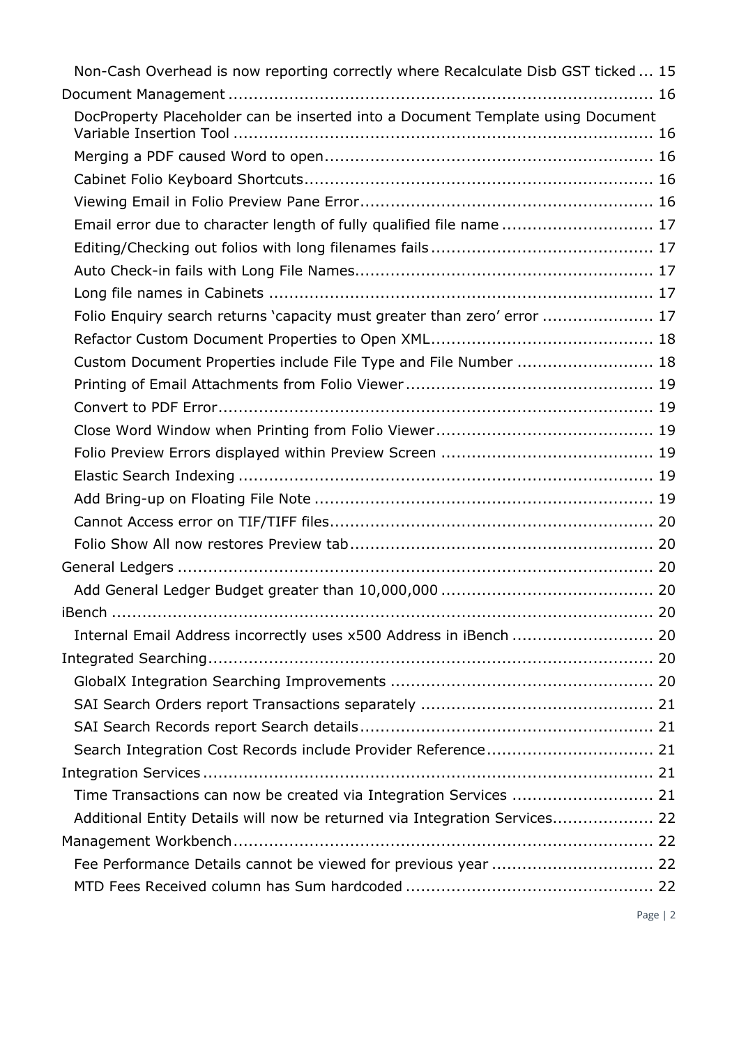- Non-Cash Overhead is now reporting correctly where Recalculate Disb GST ticked ... 15
- Document Management ... 16
  - DocProperty Placeholder can be inserted into a Document Template using Document Variable Insertion Tool ... 16
  - Merging a PDF caused Word to open ... 16
  - Cabinet Folio Keyboard Shortcuts ... 16
  - Viewing Email in Folio Preview Pane Error ... 16
  - Email error due to character length of fully qualified file name ... 17
  - Editing/Checking out folios with long filenames fails ... 17
  - Auto Check-in fails with Long File Names ... 17
  - Long file names in Cabinets ... 17
  - Folio Enquiry search returns 'capacity must greater than zero' error ... 17
  - Refactor Custom Document Properties to Open XML ... 18
  - Custom Document Properties include File Type and File Number ... 18
  - Printing of Email Attachments from Folio Viewer ... 19
  - Convert to PDF Error ... 19
  - Close Word Window when Printing from Folio Viewer ... 19
  - Folio Preview Errors displayed within Preview Screen ... 19
  - Elastic Search Indexing ... 19
  - Add Bring-up on Floating File Note ... 19
  - Cannot Access error on TIF/TIFF files ... 20
  - Folio Show All now restores Preview tab ... 20
- General Ledgers ... 20
  - Add General Ledger Budget greater than 10,000,000 ... 20
- iBench ... 20
  - Internal Email Address incorrectly uses x500 Address in iBench ... 20
- Integrated Searching ... 20
  - GlobalX Integration Searching Improvements ... 20
  - SAI Search Orders report Transactions separately ... 21
  - SAI Search Records report Search details ... 21
  - Search Integration Cost Records include Provider Reference ... 21
- Integration Services ... 21
  - Time Transactions can now be created via Integration Services ... 21
  - Additional Entity Details will now be returned via Integration Services ... 22
- Management Workbench ... 22
  - Fee Performance Details cannot be viewed for previous year ... 22
  - MTD Fees Received column has Sum hardcoded ... 22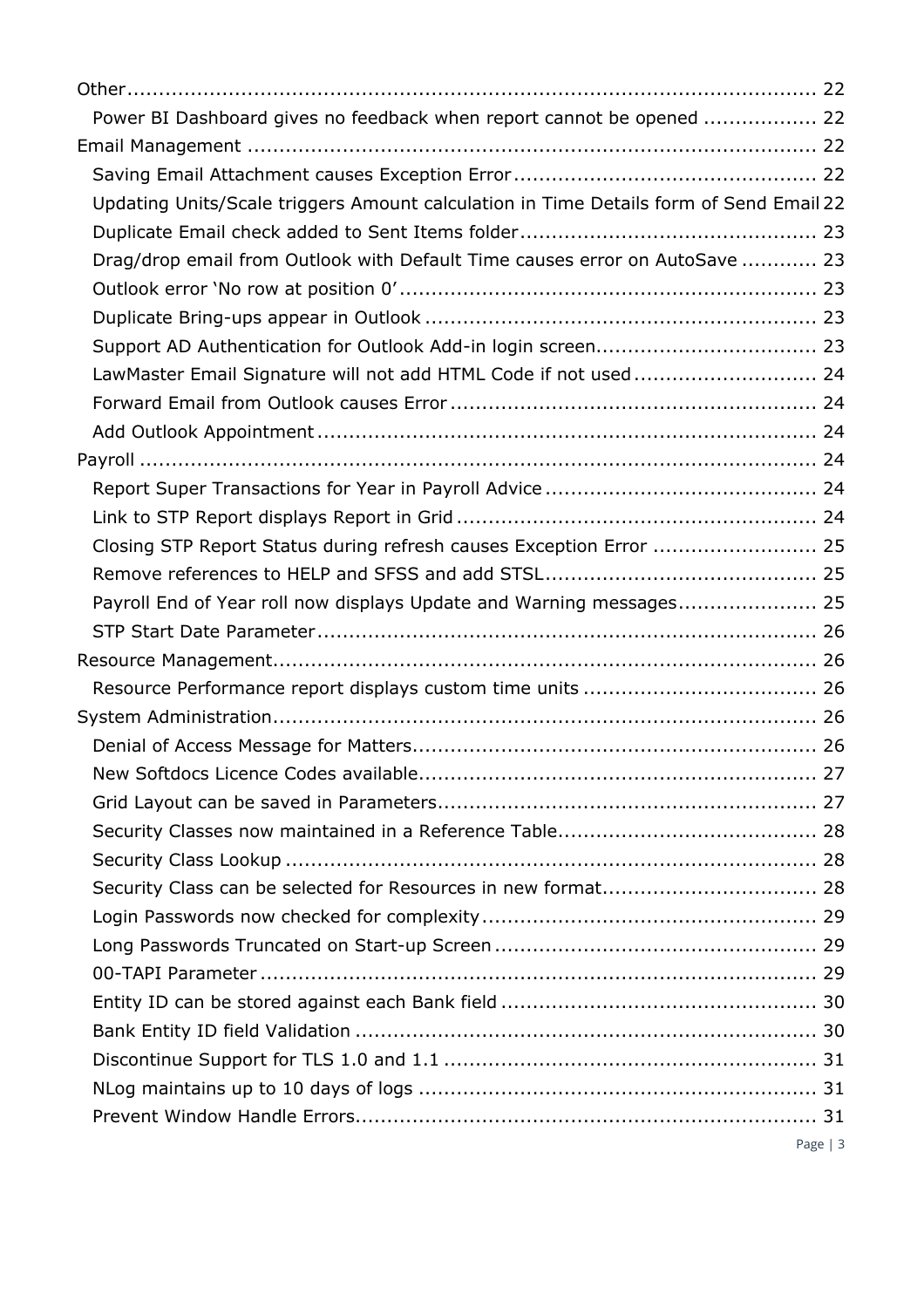- Other .......... 22
  - Power BI Dashboard gives no feedback when report cannot be opened .......... 22
- Email Management .......... 22
  - Saving Email Attachment causes Exception Error .......... 22
  - Updating Units/Scale triggers Amount calculation in Time Details form of Send Email 22
  - Duplicate Email check added to Sent Items folder .......... 23
  - Drag/drop email from Outlook with Default Time causes error on AutoSave .......... 23
  - Outlook error 'No row at position 0' .......... 23
  - Duplicate Bring-ups appear in Outlook .......... 23
  - Support AD Authentication for Outlook Add-in login screen .......... 23
  - LawMaster Email Signature will not add HTML Code if not used .......... 24
  - Forward Email from Outlook causes Error .......... 24
  - Add Outlook Appointment .......... 24
- Payroll .......... 24
  - Report Super Transactions for Year in Payroll Advice .......... 24
  - Link to STP Report displays Report in Grid .......... 24
  - Closing STP Report Status during refresh causes Exception Error .......... 25
  - Remove references to HELP and SFSS and add STSL .......... 25
  - Payroll End of Year roll now displays Update and Warning messages .......... 25
  - STP Start Date Parameter .......... 26
- Resource Management .......... 26
  - Resource Performance report displays custom time units .......... 26
- System Administration .......... 26
  - Denial of Access Message for Matters .......... 26
  - New Softdocs Licence Codes available .......... 27
  - Grid Layout can be saved in Parameters .......... 27
  - Security Classes now maintained in a Reference Table .......... 28
  - Security Class Lookup .......... 28
  - Security Class can be selected for Resources in new format .......... 28
  - Login Passwords now checked for complexity .......... 29
  - Long Passwords Truncated on Start-up Screen .......... 29
  - 00-TAPI Parameter .......... 29
  - Entity ID can be stored against each Bank field .......... 30
  - Bank Entity ID field Validation .......... 30
  - Discontinue Support for TLS 1.0 and 1.1 .......... 31
  - NLog maintains up to 10 days of logs .......... 31
  - Prevent Window Handle Errors .......... 31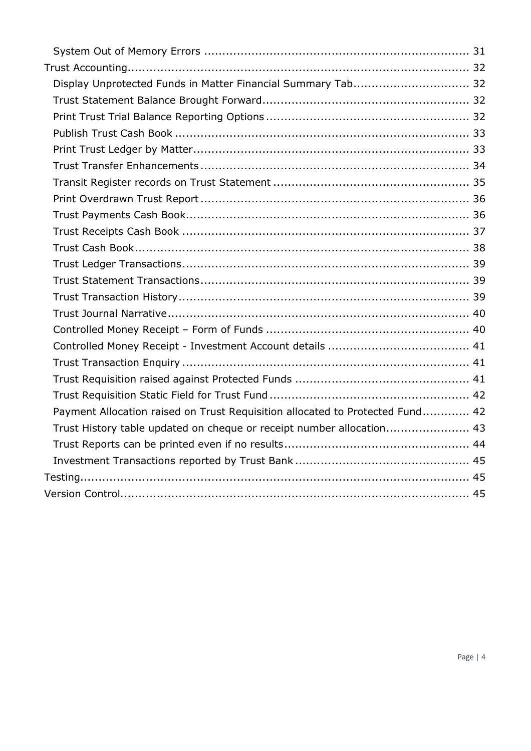- System Out of Memory Errors ... 31
- Trust Accounting ... 32
  - Display Unprotected Funds in Matter Financial Summary Tab ... 32
  - Trust Statement Balance Brought Forward ... 32
  - Print Trust Trial Balance Reporting Options ... 32
  - Publish Trust Cash Book ... 33
  - Print Trust Ledger by Matter ... 33
  - Trust Transfer Enhancements ... 34
  - Transit Register records on Trust Statement ... 35
  - Print Overdrawn Trust Report ... 36
  - Trust Payments Cash Book ... 36
  - Trust Receipts Cash Book ... 37
  - Trust Cash Book ... 38
  - Trust Ledger Transactions ... 39
  - Trust Statement Transactions ... 39
  - Trust Transaction History ... 39
  - Trust Journal Narrative ... 40
  - Controlled Money Receipt – Form of Funds ... 40
  - Controlled Money Receipt - Investment Account details ... 41
  - Trust Transaction Enquiry ... 41
  - Trust Requisition raised against Protected Funds ... 41
  - Trust Requisition Static Field for Trust Fund ... 42
  - Payment Allocation raised on Trust Requisition allocated to Protected Fund ... 42
  - Trust History table updated on cheque or receipt number allocation ... 43
  - Trust Reports can be printed even if no results ... 44
  - Investment Transactions reported by Trust Bank ... 45
- Testing ... 45
- Version Control ... 45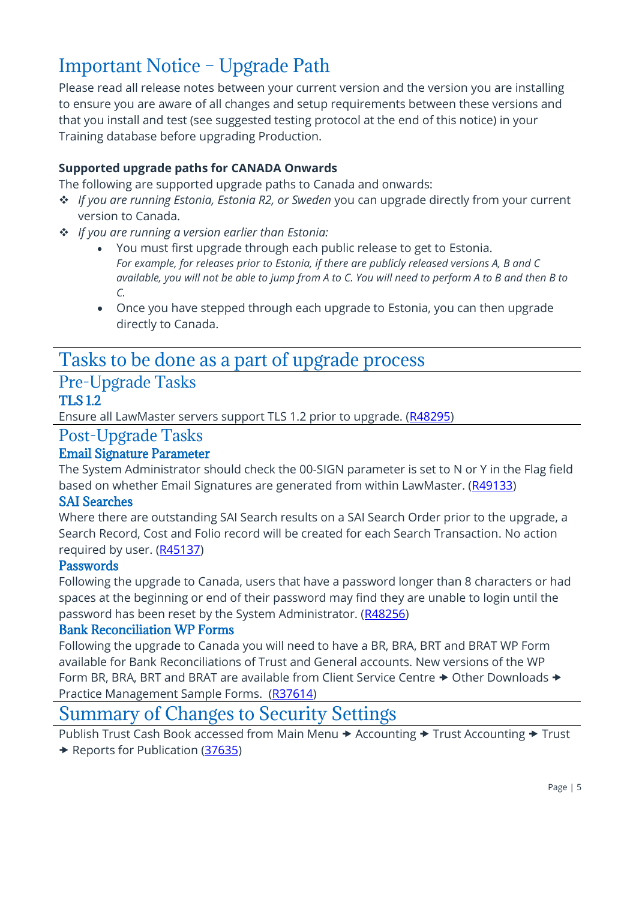# Important Notice – Upgrade Path

Please read all release notes between your current version and the version you are installing to ensure you are aware of all changes and setup requirements between these versions and that you install and test (see suggested testing protocol at the end of this notice) in your Training database before upgrading Production.

**Supported upgrade paths for CANADA Onwards**

The following are supported upgrade paths to Canada and onwards:

- *If you are running Estonia, Estonia R2, or Sweden* you can upgrade directly from your current version to Canada.
- *If you are running a version earlier than Estonia:*
    - You must first upgrade through each public release to get to Estonia.
      *For example, for releases prior to Estonia, if there are publicly released versions A, B and C available, you will not be able to jump from A to C. You will need to perform A to B and then B to C.*
    - Once you have stepped through each upgrade to Estonia, you can then upgrade directly to Canada.

# Tasks to be done as a part of upgrade process

## Pre-Upgrade Tasks

### TLS 1.2

Ensure all LawMaster servers support TLS 1.2 prior to upgrade. (R48295)

## Post-Upgrade Tasks

### Email Signature Parameter

The System Administrator should check the 00-SIGN parameter is set to N or Y in the Flag field based on whether Email Signatures are generated from within LawMaster. (R49133)

### SAI Searches

Where there are outstanding SAI Search results on a SAI Search Order prior to the upgrade, a Search Record, Cost and Folio record will be created for each Search Transaction. No action required by user. (R45137)

### Passwords

Following the upgrade to Canada, users that have a password longer than 8 characters or had spaces at the beginning or end of their password may find they are unable to login until the password has been reset by the System Administrator. (R48256)

### Bank Reconciliation WP Forms

Following the upgrade to Canada you will need to have a BR, BRA, BRT and BRAT WP Form available for Bank Reconciliations of Trust and General accounts. New versions of the WP Form BR, BRA, BRT and BRAT are available from Client Service Centre ➔ Other Downloads ➔ Practice Management Sample Forms. (R37614)

# Summary of Changes to Security Settings

Publish Trust Cash Book accessed from Main Menu ➔ Accounting ➔ Trust Accounting ➔ Trust ➔ Reports for Publication (37635)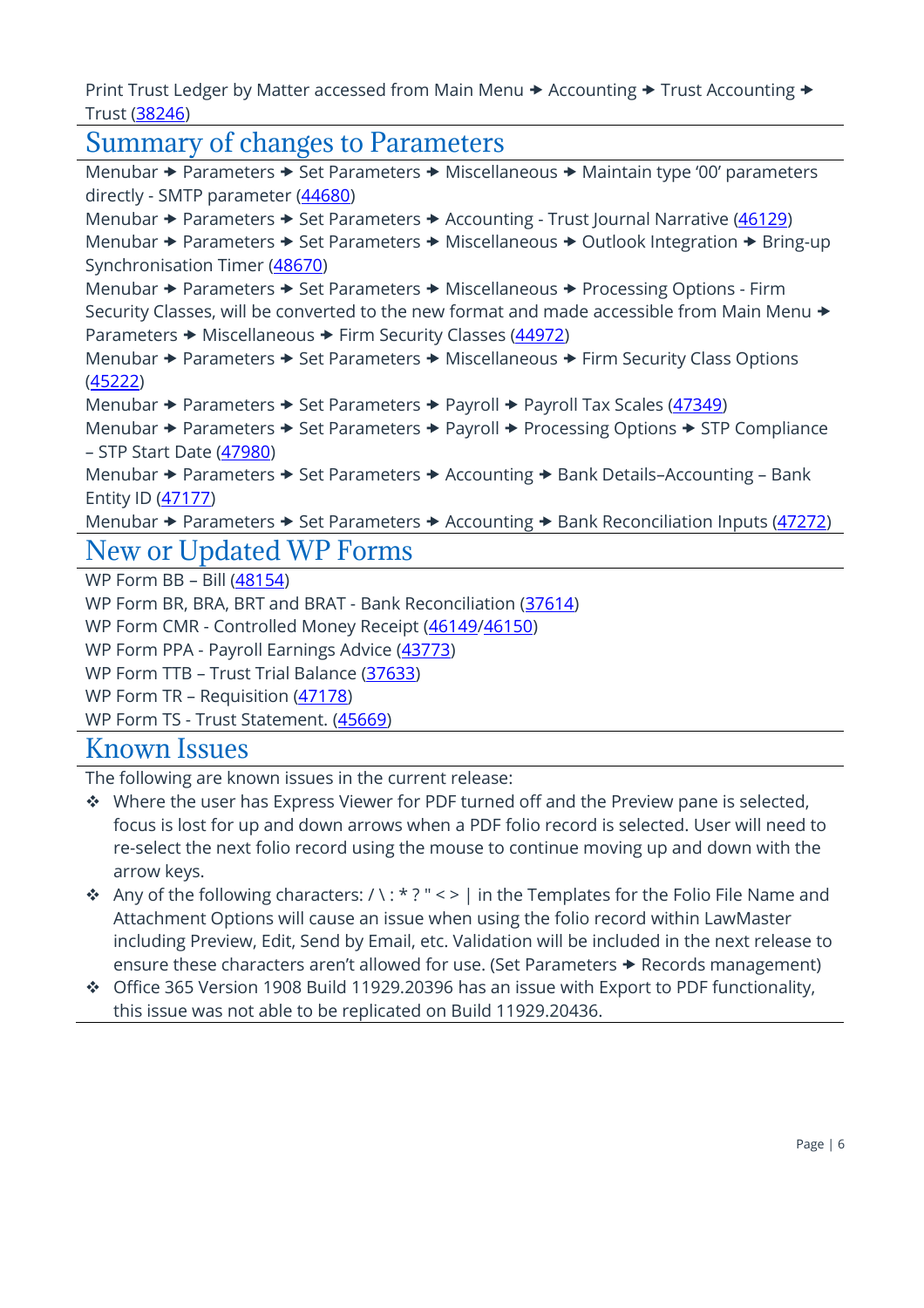Print Trust Ledger by Matter accessed from Main Menu → Accounting → Trust Accounting → Trust (38246)

# Summary of changes to Parameters

Menubar → Parameters → Set Parameters → Miscellaneous → Maintain type '00' parameters directly - SMTP parameter (44680)
Menubar → Parameters → Set Parameters → Accounting - Trust Journal Narrative (46129)
Menubar → Parameters → Set Parameters → Miscellaneous → Outlook Integration → Bring-up Synchronisation Timer (48670)
Menubar → Parameters → Set Parameters → Miscellaneous → Processing Options - Firm Security Classes, will be converted to the new format and made accessible from Main Menu → Parameters → Miscellaneous → Firm Security Classes (44972)
Menubar → Parameters → Set Parameters → Miscellaneous → Firm Security Class Options (45222)
Menubar → Parameters → Set Parameters → Payroll → Payroll Tax Scales (47349)
Menubar → Parameters → Set Parameters → Payroll → Processing Options → STP Compliance – STP Start Date (47980)
Menubar → Parameters → Set Parameters → Accounting → Bank Details–Accounting – Bank Entity ID (47177)
Menubar → Parameters → Set Parameters → Accounting → Bank Reconciliation Inputs (47272)

# New or Updated WP Forms

WP Form BB – Bill (48154)
WP Form BR, BRA, BRT and BRAT - Bank Reconciliation (37614)
WP Form CMR - Controlled Money Receipt (46149/46150)
WP Form PPA - Payroll Earnings Advice (43773)
WP Form TTB – Trust Trial Balance (37633)
WP Form TR – Requisition (47178)
WP Form TS - Trust Statement. (45669)

# Known Issues

The following are known issues in the current release:

- Where the user has Express Viewer for PDF turned off and the Preview pane is selected, focus is lost for up and down arrows when a PDF folio record is selected. User will need to re-select the next folio record using the mouse to continue moving up and down with the arrow keys.
- Any of the following characters: / \ : * ? " < > | in the Templates for the Folio File Name and Attachment Options will cause an issue when using the folio record within LawMaster including Preview, Edit, Send by Email, etc. Validation will be included in the next release to ensure these characters aren't allowed for use. (Set Parameters → Records management)
- Office 365 Version 1908 Build 11929.20396 has an issue with Export to PDF functionality, this issue was not able to be replicated on Build 11929.20436.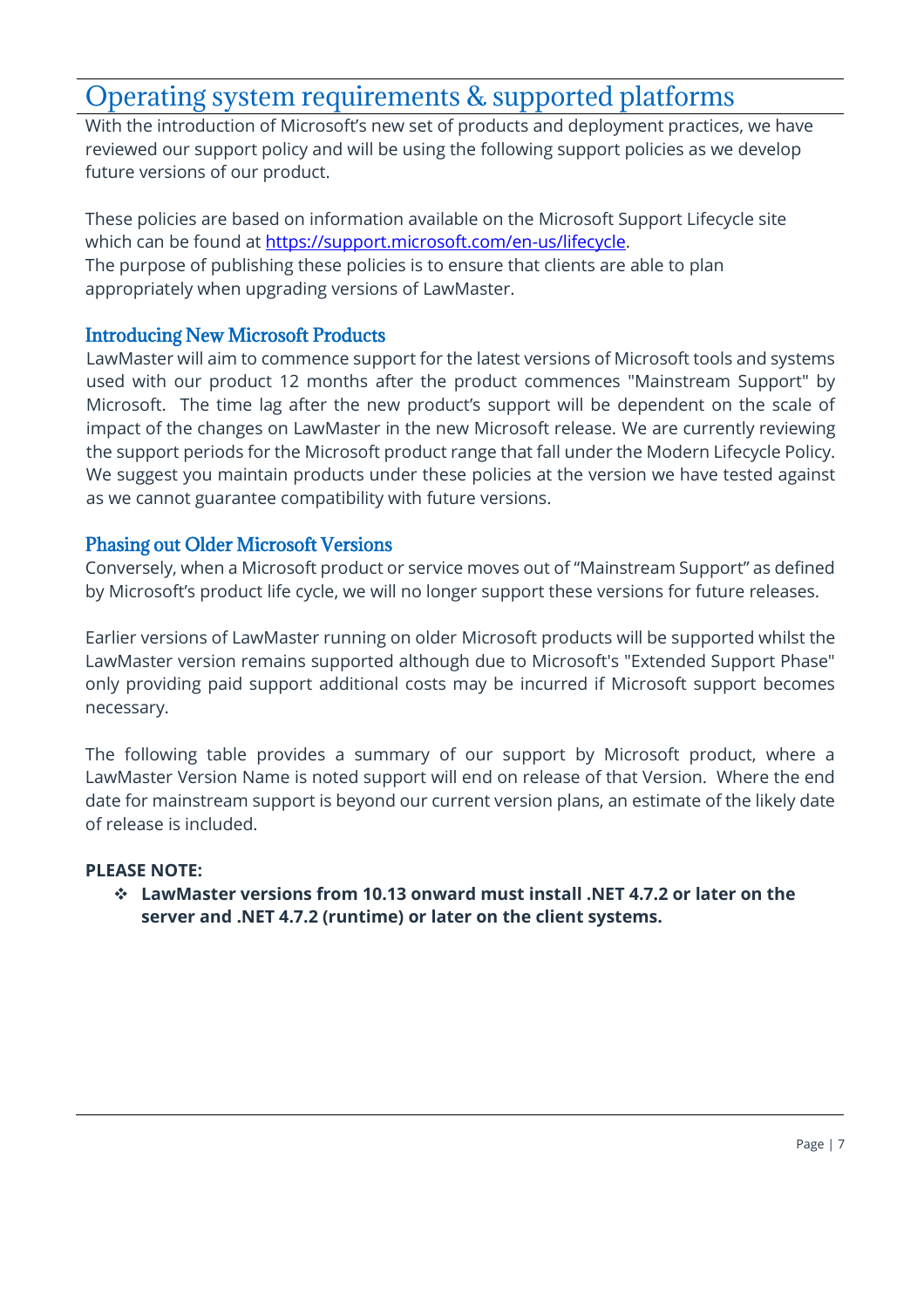# Operating system requirements & supported platforms

With the introduction of Microsoft's new set of products and deployment practices, we have reviewed our support policy and will be using the following support policies as we develop future versions of our product.

These policies are based on information available on the Microsoft Support Lifecycle site which can be found at [https://support.microsoft.com/en-us/lifecycle](https://support.microsoft.com/en-us/lifecycle).
The purpose of publishing these policies is to ensure that clients are able to plan appropriately when upgrading versions of LawMaster.

## Introducing New Microsoft Products

LawMaster will aim to commence support for the latest versions of Microsoft tools and systems used with our product 12 months after the product commences "Mainstream Support" by Microsoft. The time lag after the new product's support will be dependent on the scale of impact of the changes on LawMaster in the new Microsoft release. We are currently reviewing the support periods for the Microsoft product range that fall under the Modern Lifecycle Policy. We suggest you maintain products under these policies at the version we have tested against as we cannot guarantee compatibility with future versions.

## Phasing out Older Microsoft Versions

Conversely, when a Microsoft product or service moves out of "Mainstream Support" as defined by Microsoft's product life cycle, we will no longer support these versions for future releases.

Earlier versions of LawMaster running on older Microsoft products will be supported whilst the LawMaster version remains supported although due to Microsoft's "Extended Support Phase" only providing paid support additional costs may be incurred if Microsoft support becomes necessary.

The following table provides a summary of our support by Microsoft product, where a LawMaster Version Name is noted support will end on release of that Version. Where the end date for mainstream support is beyond our current version plans, an estimate of the likely date of release is included.

**PLEASE NOTE:**

- **LawMaster versions from 10.13 onward must install .NET 4.7.2 or later on the server and .NET 4.7.2 (runtime) or later on the client systems.**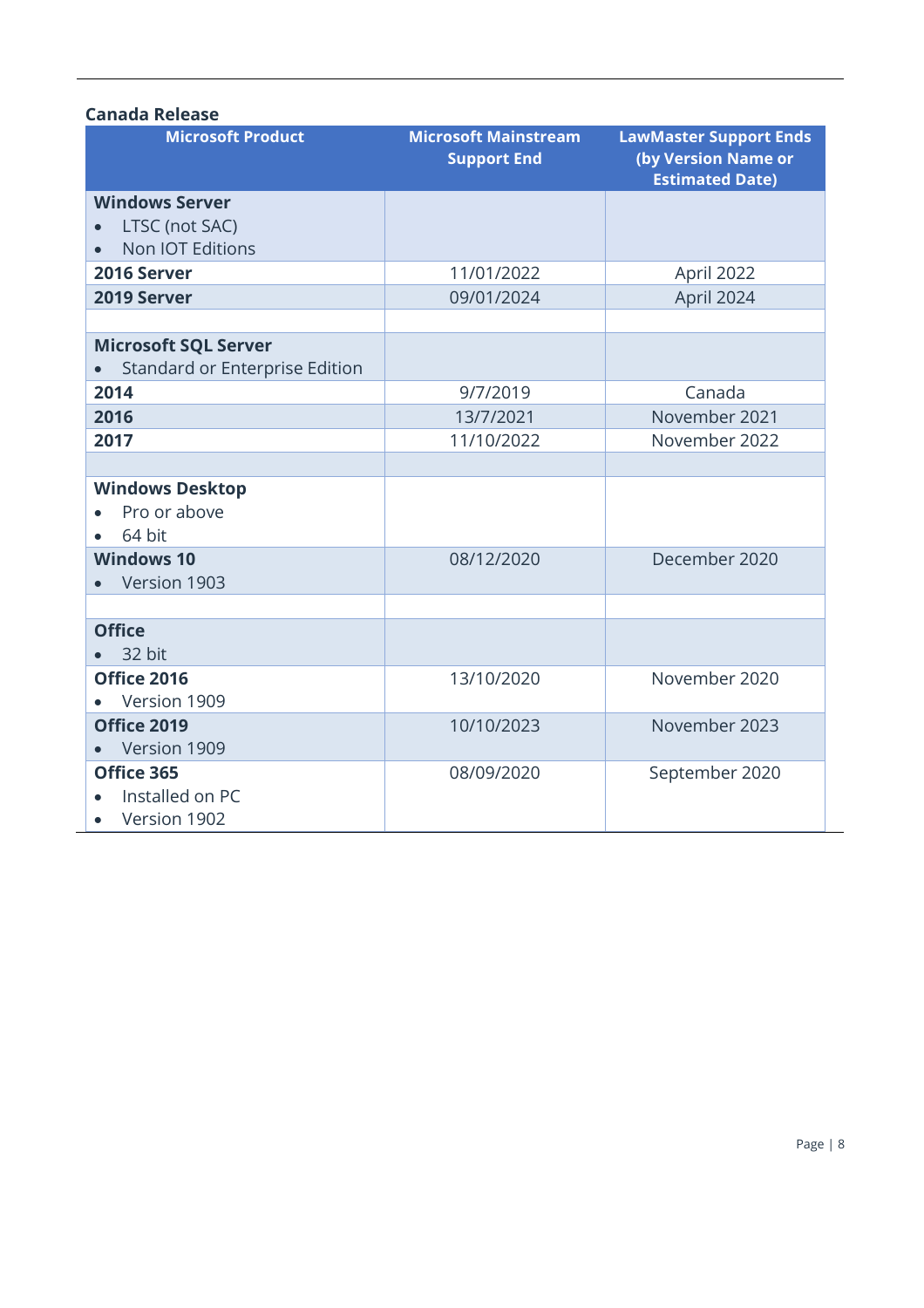**Canada Release**

| Microsoft Product | Microsoft Mainstream Support End | LawMaster Support Ends (by Version Name or Estimated Date) |
|---|---|---|
| **Windows Server**<br>• LTSC (not SAC)<br>• Non IOT Editions | | |
| **2016 Server** | 11/01/2022 | April 2022 |
| **2019 Server** | 09/01/2024 | April 2024 |
| | | |
| **Microsoft SQL Server**<br>• Standard or Enterprise Edition | | |
| **2014** | 9/7/2019 | Canada |
| **2016** | 13/7/2021 | November 2021 |
| **2017** | 11/10/2022 | November 2022 |
| | | |
| **Windows Desktop**<br>• Pro or above<br>• 64 bit | | |
| **Windows 10**<br>• Version 1903 | 08/12/2020 | December 2020 |
| | | |
| **Office**<br>• 32 bit | | |
| **Office 2016**<br>• Version 1909 | 13/10/2020 | November 2020 |
| **Office 2019**<br>• Version 1909 | 10/10/2023 | November 2023 |
| **Office 365**<br>• Installed on PC<br>• Version 1902 | 08/09/2020 | September 2020 |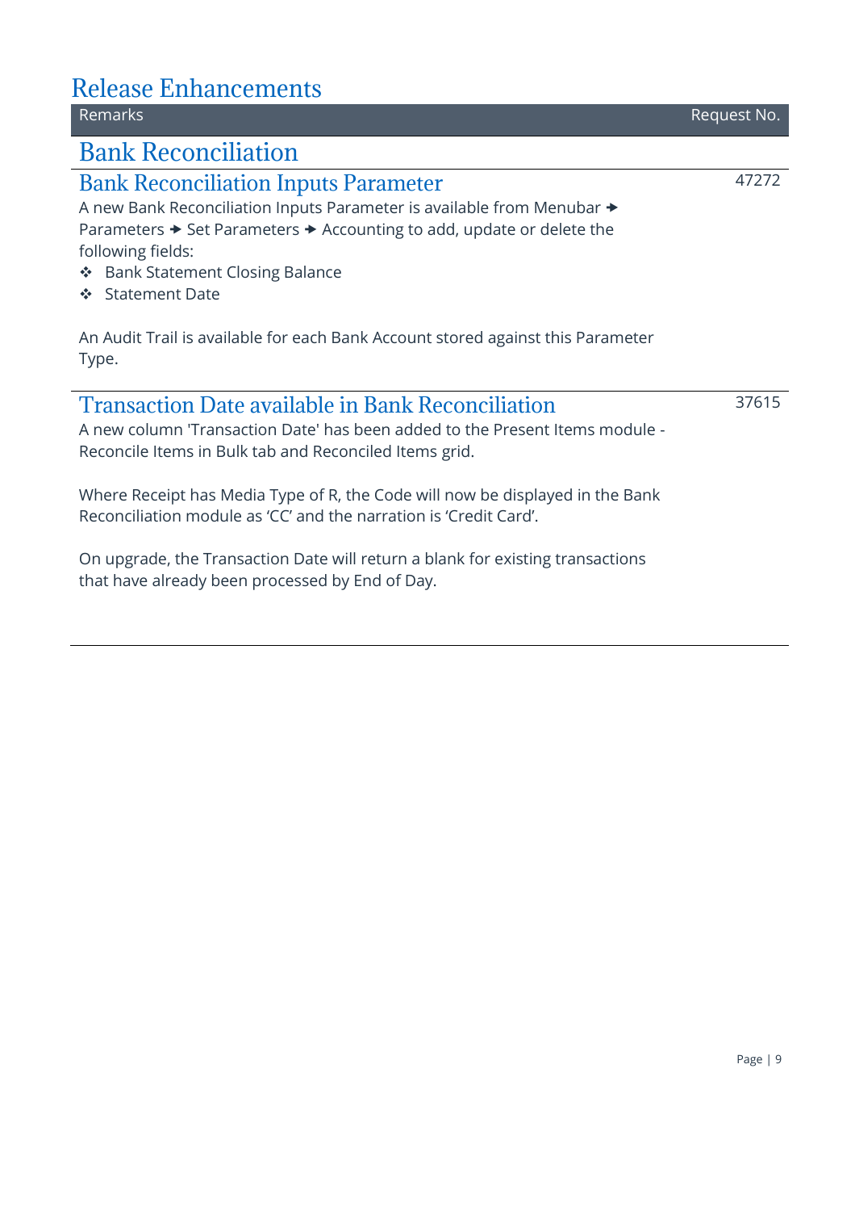# Release Enhancements

| Remarks | Request No. |
| --- | --- |

## Bank Reconciliation

### Bank Reconciliation Inputs Parameter

47272

A new Bank Reconciliation Inputs Parameter is available from Menubar ➔ Parameters ➔ Set Parameters ➔ Accounting to add, update or delete the following fields:

- Bank Statement Closing Balance
- Statement Date

An Audit Trail is available for each Bank Account stored against this Parameter Type.

### Transaction Date available in Bank Reconciliation

37615

A new column 'Transaction Date' has been added to the Present Items module - Reconcile Items in Bulk tab and Reconciled Items grid.

Where Receipt has Media Type of R, the Code will now be displayed in the Bank Reconciliation module as 'CC' and the narration is 'Credit Card'.

On upgrade, the Transaction Date will return a blank for existing transactions that have already been processed by End of Day.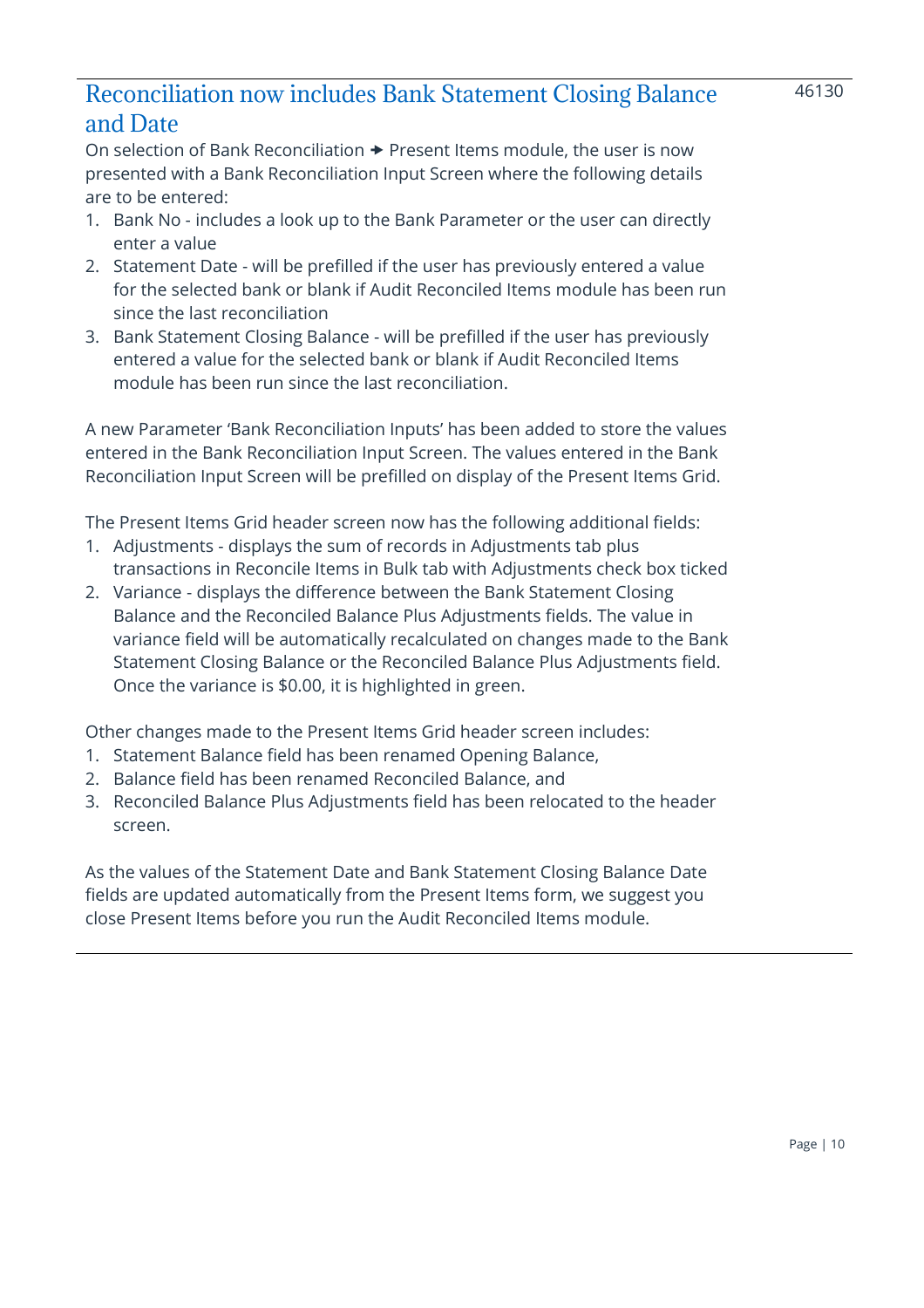## Reconciliation now includes Bank Statement Closing Balance and Date

46130

On selection of Bank Reconciliation → Present Items module, the user is now presented with a Bank Reconciliation Input Screen where the following details are to be entered:

1. Bank No - includes a look up to the Bank Parameter or the user can directly enter a value
2. Statement Date - will be prefilled if the user has previously entered a value for the selected bank or blank if Audit Reconciled Items module has been run since the last reconciliation
3. Bank Statement Closing Balance - will be prefilled if the user has previously entered a value for the selected bank or blank if Audit Reconciled Items module has been run since the last reconciliation.

A new Parameter 'Bank Reconciliation Inputs' has been added to store the values entered in the Bank Reconciliation Input Screen. The values entered in the Bank Reconciliation Input Screen will be prefilled on display of the Present Items Grid.

The Present Items Grid header screen now has the following additional fields:

1. Adjustments - displays the sum of records in Adjustments tab plus transactions in Reconcile Items in Bulk tab with Adjustments check box ticked
2. Variance - displays the difference between the Bank Statement Closing Balance and the Reconciled Balance Plus Adjustments fields. The value in variance field will be automatically recalculated on changes made to the Bank Statement Closing Balance or the Reconciled Balance Plus Adjustments field. Once the variance is $0.00, it is highlighted in green.

Other changes made to the Present Items Grid header screen includes:

1. Statement Balance field has been renamed Opening Balance,
2. Balance field has been renamed Reconciled Balance, and
3. Reconciled Balance Plus Adjustments field has been relocated to the header screen.

As the values of the Statement Date and Bank Statement Closing Balance Date fields are updated automatically from the Present Items form, we suggest you close Present Items before you run the Audit Reconciled Items module.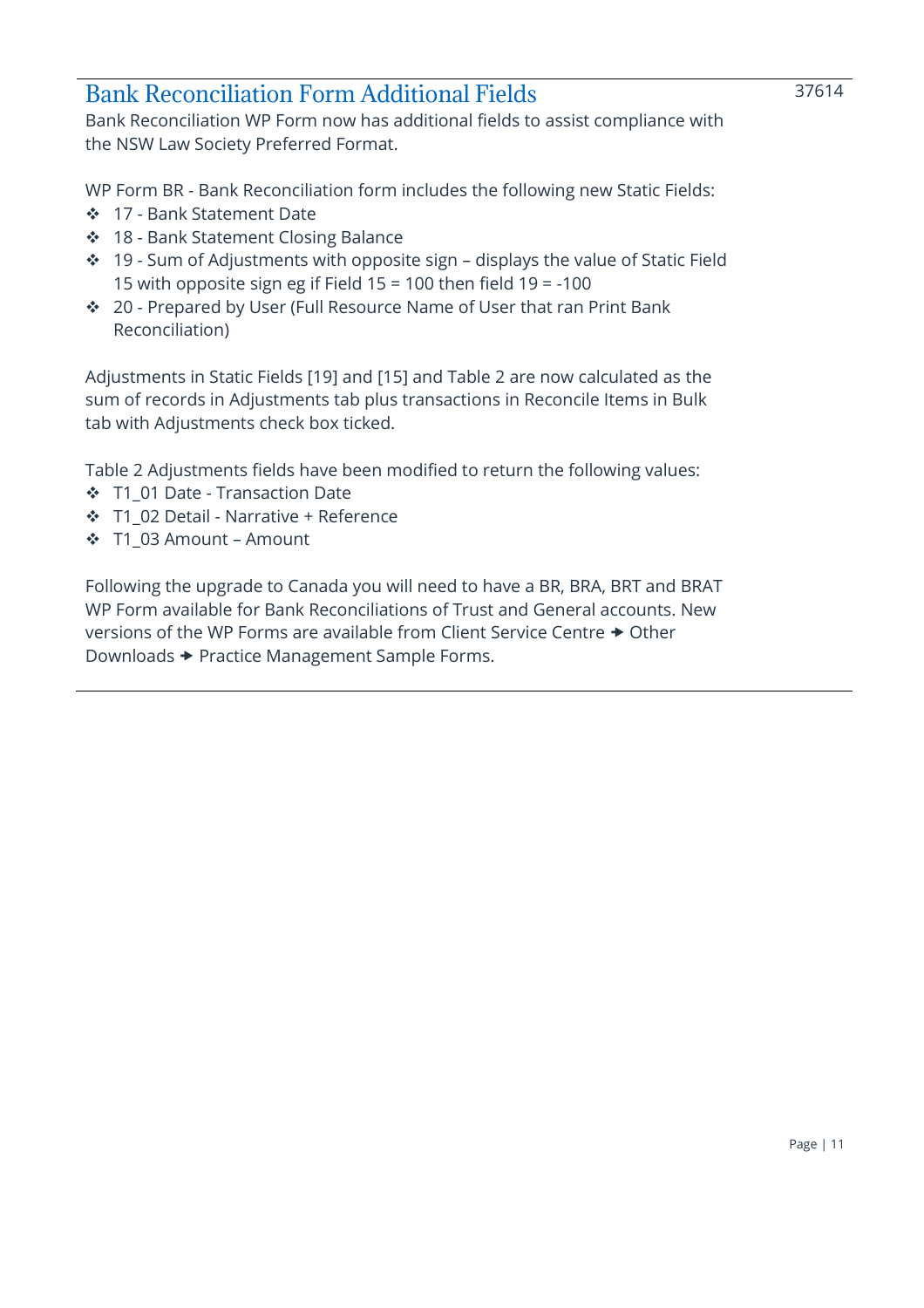## Bank Reconciliation Form Additional Fields

37614

Bank Reconciliation WP Form now has additional fields to assist compliance with the NSW Law Society Preferred Format.

WP Form BR - Bank Reconciliation form includes the following new Static Fields:

- 17 - Bank Statement Date
- 18 - Bank Statement Closing Balance
- 19 - Sum of Adjustments with opposite sign – displays the value of Static Field 15 with opposite sign eg if Field 15 = 100 then field 19 = -100
- 20 - Prepared by User (Full Resource Name of User that ran Print Bank Reconciliation)

Adjustments in Static Fields [19] and [15] and Table 2 are now calculated as the sum of records in Adjustments tab plus transactions in Reconcile Items in Bulk tab with Adjustments check box ticked.

Table 2 Adjustments fields have been modified to return the following values:

- T1_01 Date - Transaction Date
- T1_02 Detail - Narrative + Reference
- T1_03 Amount – Amount

Following the upgrade to Canada you will need to have a BR, BRA, BRT and BRAT WP Form available for Bank Reconciliations of Trust and General accounts. New versions of the WP Forms are available from Client Service Centre → Other Downloads → Practice Management Sample Forms.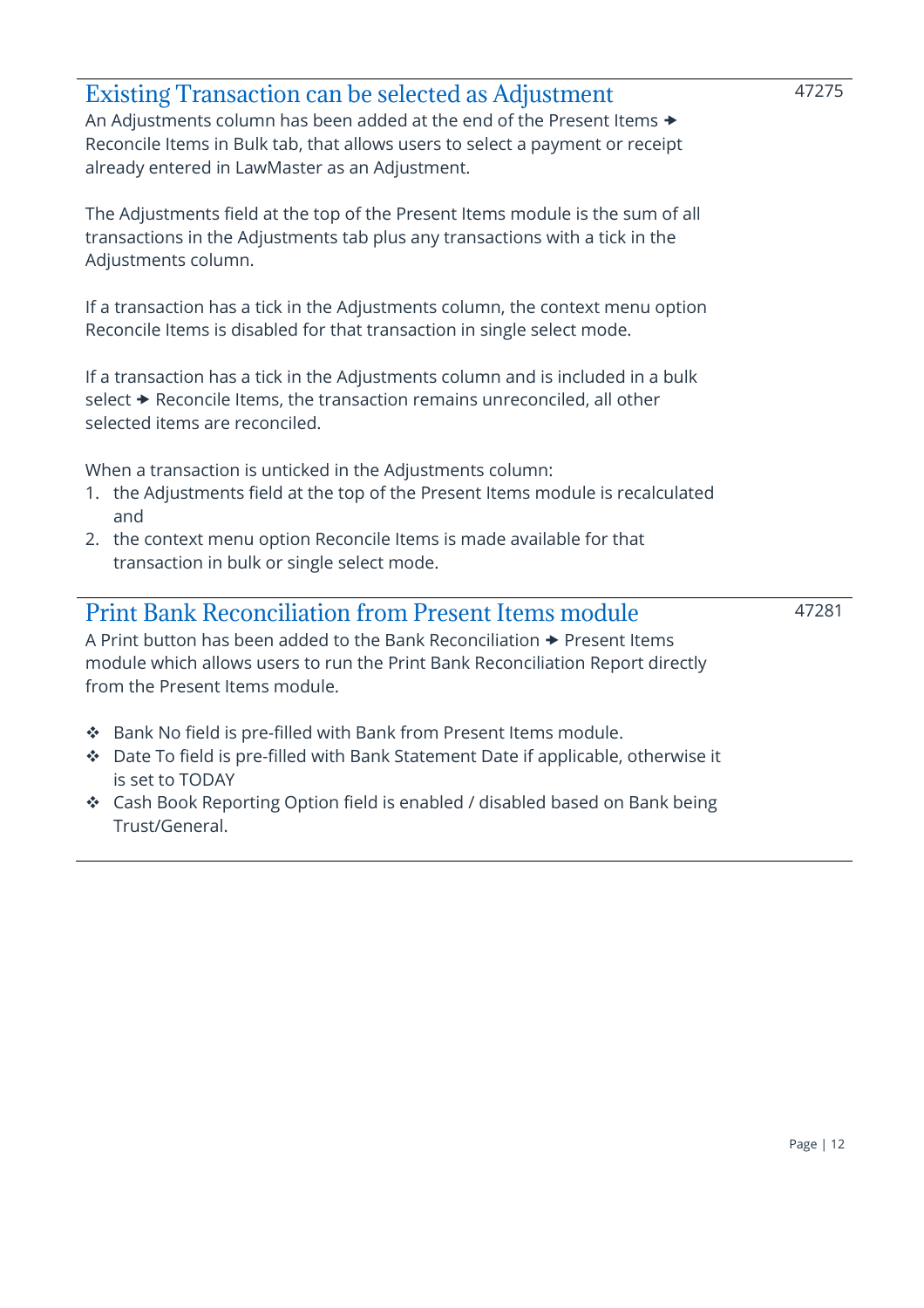## Existing Transaction can be selected as Adjustment

47275

An Adjustments column has been added at the end of the Present Items → Reconcile Items in Bulk tab, that allows users to select a payment or receipt already entered in LawMaster as an Adjustment.

The Adjustments field at the top of the Present Items module is the sum of all transactions in the Adjustments tab plus any transactions with a tick in the Adjustments column.

If a transaction has a tick in the Adjustments column, the context menu option Reconcile Items is disabled for that transaction in single select mode.

If a transaction has a tick in the Adjustments column and is included in a bulk select → Reconcile Items, the transaction remains unreconciled, all other selected items are reconciled.

When a transaction is unticked in the Adjustments column:

1. the Adjustments field at the top of the Present Items module is recalculated and
2. the context menu option Reconcile Items is made available for that transaction in bulk or single select mode.

## Print Bank Reconciliation from Present Items module

47281

A Print button has been added to the Bank Reconciliation → Present Items module which allows users to run the Print Bank Reconciliation Report directly from the Present Items module.

- Bank No field is pre-filled with Bank from Present Items module.
- Date To field is pre-filled with Bank Statement Date if applicable, otherwise it is set to TODAY
- Cash Book Reporting Option field is enabled / disabled based on Bank being Trust/General.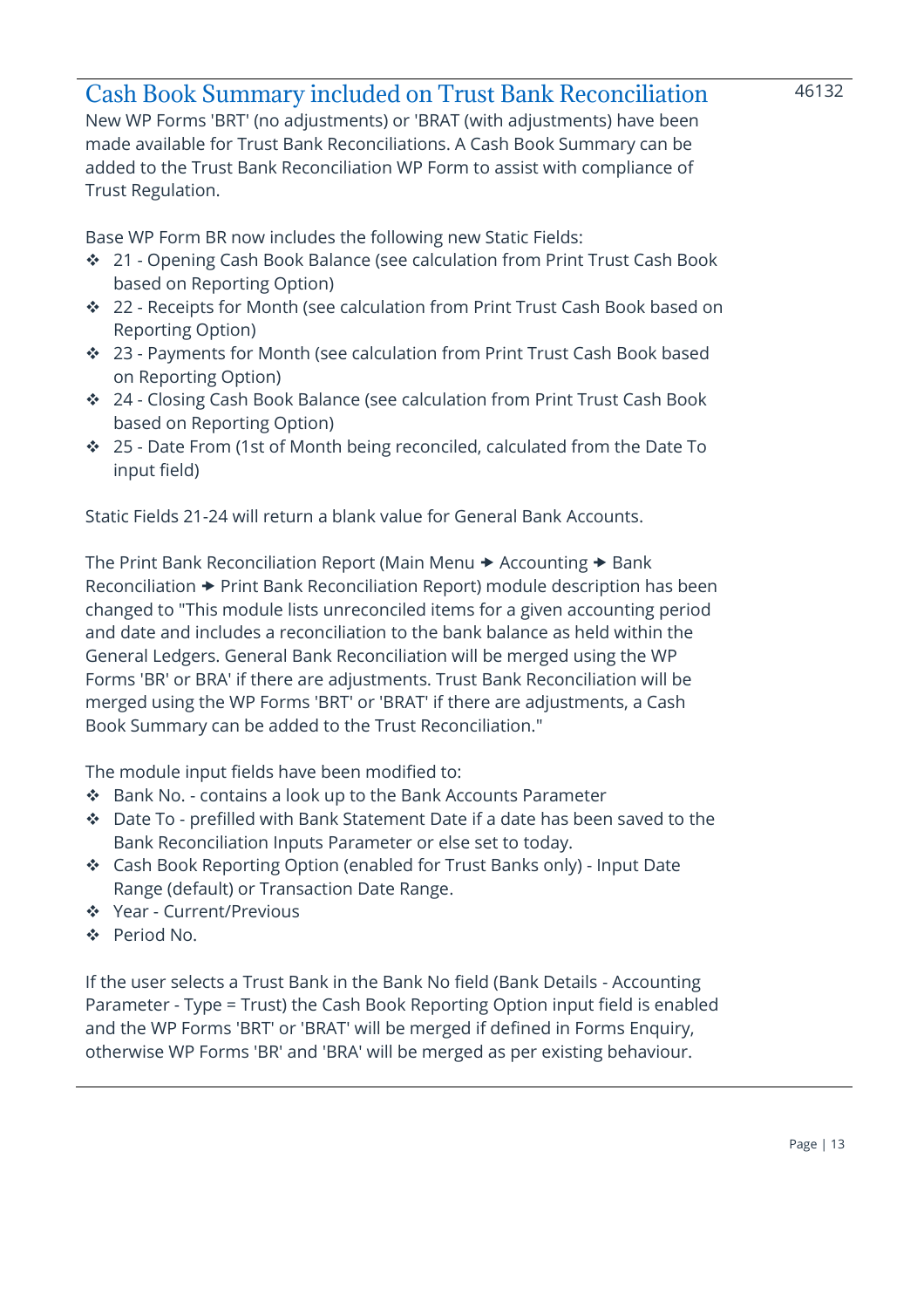## Cash Book Summary included on Trust Bank Reconciliation

46132

New WP Forms 'BRT' (no adjustments) or 'BRAT (with adjustments) have been made available for Trust Bank Reconciliations. A Cash Book Summary can be added to the Trust Bank Reconciliation WP Form to assist with compliance of Trust Regulation.

Base WP Form BR now includes the following new Static Fields:

- 21 - Opening Cash Book Balance (see calculation from Print Trust Cash Book based on Reporting Option)
- 22 - Receipts for Month (see calculation from Print Trust Cash Book based on Reporting Option)
- 23 - Payments for Month (see calculation from Print Trust Cash Book based on Reporting Option)
- 24 - Closing Cash Book Balance (see calculation from Print Trust Cash Book based on Reporting Option)
- 25 - Date From (1st of Month being reconciled, calculated from the Date To input field)

Static Fields 21-24 will return a blank value for General Bank Accounts.

The Print Bank Reconciliation Report (Main Menu → Accounting → Bank Reconciliation → Print Bank Reconciliation Report) module description has been changed to "This module lists unreconciled items for a given accounting period and date and includes a reconciliation to the bank balance as held within the General Ledgers. General Bank Reconciliation will be merged using the WP Forms 'BR' or BRA' if there are adjustments. Trust Bank Reconciliation will be merged using the WP Forms 'BRT' or 'BRAT' if there are adjustments, a Cash Book Summary can be added to the Trust Reconciliation."

The module input fields have been modified to:

- Bank No. - contains a look up to the Bank Accounts Parameter
- Date To - prefilled with Bank Statement Date if a date has been saved to the Bank Reconciliation Inputs Parameter or else set to today.
- Cash Book Reporting Option (enabled for Trust Banks only) - Input Date Range (default) or Transaction Date Range.
- Year - Current/Previous
- Period No.

If the user selects a Trust Bank in the Bank No field (Bank Details - Accounting Parameter - Type = Trust) the Cash Book Reporting Option input field is enabled and the WP Forms 'BRT' or 'BRAT' will be merged if defined in Forms Enquiry, otherwise WP Forms 'BR' and 'BRA' will be merged as per existing behaviour.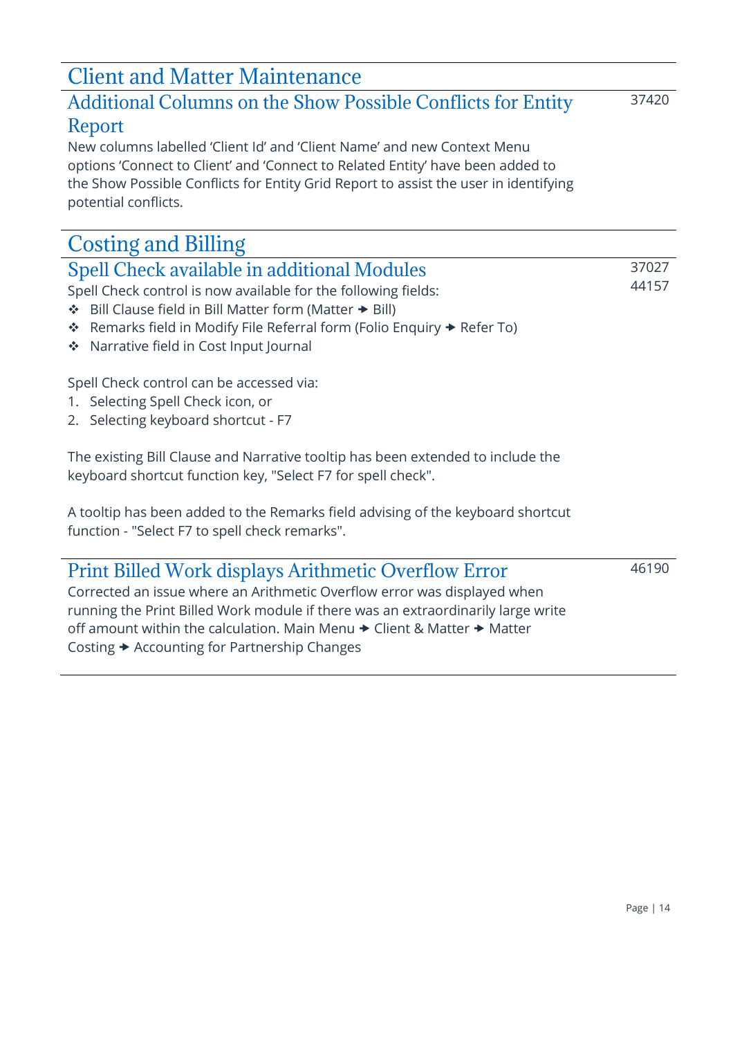# Client and Matter Maintenance

## Additional Columns on the Show Possible Conflicts for Entity Report

37420

New columns labelled 'Client Id' and 'Client Name' and new Context Menu options 'Connect to Client' and 'Connect to Related Entity' have been added to the Show Possible Conflicts for Entity Grid Report to assist the user in identifying potential conflicts.

# Costing and Billing

## Spell Check available in additional Modules

37027
44157

Spell Check control is now available for the following fields:

- Bill Clause field in Bill Matter form (Matter → Bill)
- Remarks field in Modify File Referral form (Folio Enquiry → Refer To)
- Narrative field in Cost Input Journal

Spell Check control can be accessed via:

1. Selecting Spell Check icon, or
2. Selecting keyboard shortcut - F7

The existing Bill Clause and Narrative tooltip has been extended to include the keyboard shortcut function key, "Select F7 for spell check".

A tooltip has been added to the Remarks field advising of the keyboard shortcut function - "Select F7 to spell check remarks".

## Print Billed Work displays Arithmetic Overflow Error

46190

Corrected an issue where an Arithmetic Overflow error was displayed when running the Print Billed Work module if there was an extraordinarily large write off amount within the calculation. Main Menu → Client & Matter → Matter Costing → Accounting for Partnership Changes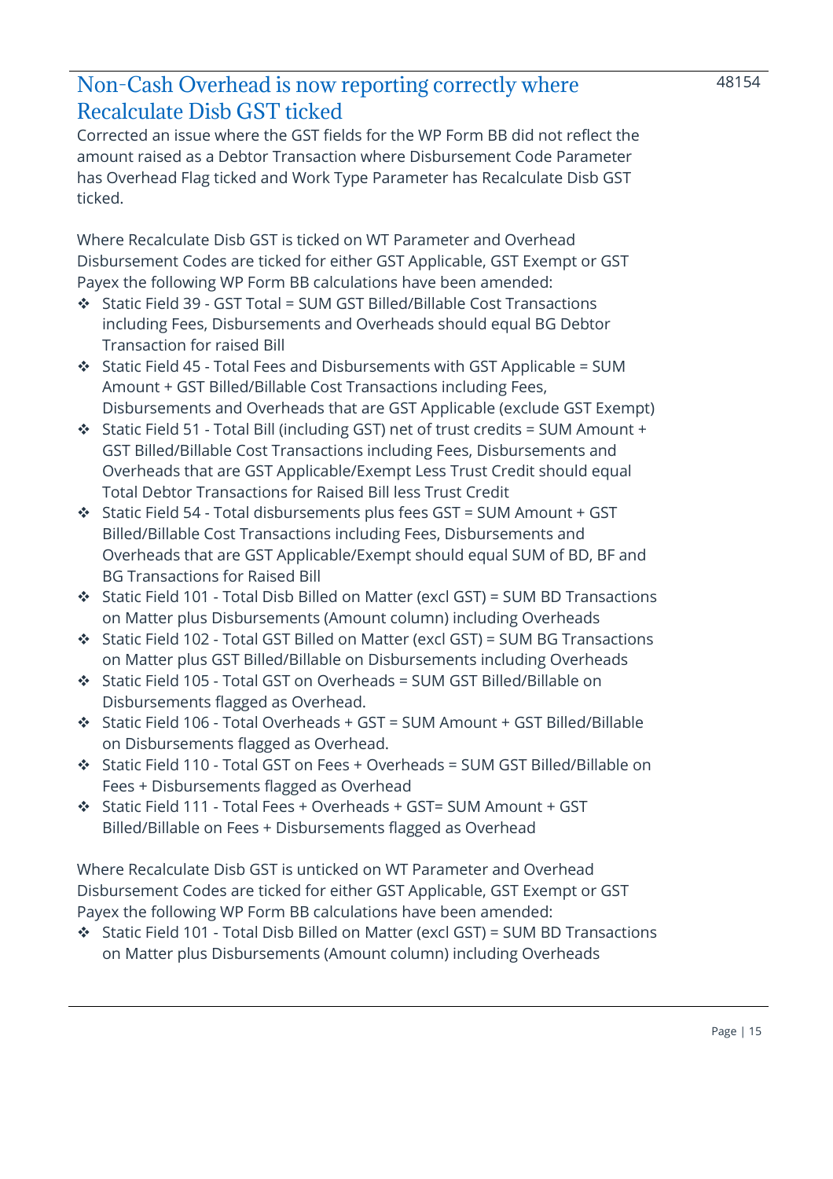## Non-Cash Overhead is now reporting correctly where Recalculate Disb GST ticked

48154

Corrected an issue where the GST fields for the WP Form BB did not reflect the amount raised as a Debtor Transaction where Disbursement Code Parameter has Overhead Flag ticked and Work Type Parameter has Recalculate Disb GST ticked.

Where Recalculate Disb GST is ticked on WT Parameter and Overhead Disbursement Codes are ticked for either GST Applicable, GST Exempt or GST Payex the following WP Form BB calculations have been amended:

- Static Field 39 - GST Total = SUM GST Billed/Billable Cost Transactions including Fees, Disbursements and Overheads should equal BG Debtor Transaction for raised Bill
- Static Field 45 - Total Fees and Disbursements with GST Applicable = SUM Amount + GST Billed/Billable Cost Transactions including Fees, Disbursements and Overheads that are GST Applicable (exclude GST Exempt)
- Static Field 51 - Total Bill (including GST) net of trust credits = SUM Amount + GST Billed/Billable Cost Transactions including Fees, Disbursements and Overheads that are GST Applicable/Exempt Less Trust Credit should equal Total Debtor Transactions for Raised Bill less Trust Credit
- Static Field 54 - Total disbursements plus fees GST = SUM Amount + GST Billed/Billable Cost Transactions including Fees, Disbursements and Overheads that are GST Applicable/Exempt should equal SUM of BD, BF and BG Transactions for Raised Bill
- Static Field 101 - Total Disb Billed on Matter (excl GST) = SUM BD Transactions on Matter plus Disbursements (Amount column) including Overheads
- Static Field 102 - Total GST Billed on Matter (excl GST) = SUM BG Transactions on Matter plus GST Billed/Billable on Disbursements including Overheads
- Static Field 105 - Total GST on Overheads = SUM GST Billed/Billable on Disbursements flagged as Overhead.
- Static Field 106 - Total Overheads + GST = SUM Amount + GST Billed/Billable on Disbursements flagged as Overhead.
- Static Field 110 - Total GST on Fees + Overheads = SUM GST Billed/Billable on Fees + Disbursements flagged as Overhead
- Static Field 111 - Total Fees + Overheads + GST= SUM Amount + GST Billed/Billable on Fees + Disbursements flagged as Overhead

Where Recalculate Disb GST is unticked on WT Parameter and Overhead Disbursement Codes are ticked for either GST Applicable, GST Exempt or GST Payex the following WP Form BB calculations have been amended:

- Static Field 101 - Total Disb Billed on Matter (excl GST) = SUM BD Transactions on Matter plus Disbursements (Amount column) including Overheads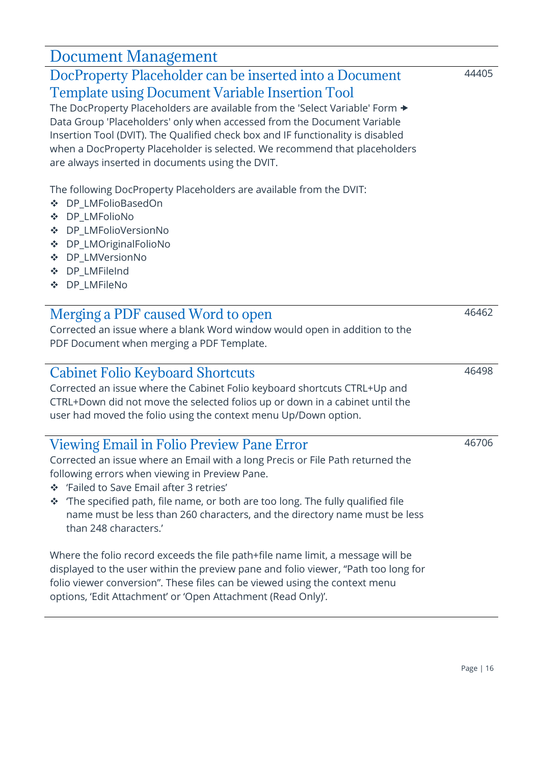# Document Management

## DocProperty Placeholder can be inserted into a Document Template using Document Variable Insertion Tool

44405

The DocProperty Placeholders are available from the 'Select Variable' Form → Data Group 'Placeholders' only when accessed from the Document Variable Insertion Tool (DVIT). The Qualified check box and IF functionality is disabled when a DocProperty Placeholder is selected. We recommend that placeholders are always inserted in documents using the DVIT.

The following DocProperty Placeholders are available from the DVIT:

- DP_LMFolioBasedOn
- DP_LMFolioNo
- DP_LMFolioVersionNo
- DP_LMOriginalFolioNo
- DP_LMVersionNo
- DP_LMFileInd
- DP_LMFileNo

## Merging a PDF caused Word to open

46462

Corrected an issue where a blank Word window would open in addition to the PDF Document when merging a PDF Template.

## Cabinet Folio Keyboard Shortcuts

46498

Corrected an issue where the Cabinet Folio keyboard shortcuts CTRL+Up and CTRL+Down did not move the selected folios up or down in a cabinet until the user had moved the folio using the context menu Up/Down option.

## Viewing Email in Folio Preview Pane Error

46706

Corrected an issue where an Email with a long Precis or File Path returned the following errors when viewing in Preview Pane.

- 'Failed to Save Email after 3 retries'
- 'The specified path, file name, or both are too long. The fully qualified file name must be less than 260 characters, and the directory name must be less than 248 characters.'

Where the folio record exceeds the file path+file name limit, a message will be displayed to the user within the preview pane and folio viewer, "Path too long for folio viewer conversion". These files can be viewed using the context menu options, 'Edit Attachment' or 'Open Attachment (Read Only)'.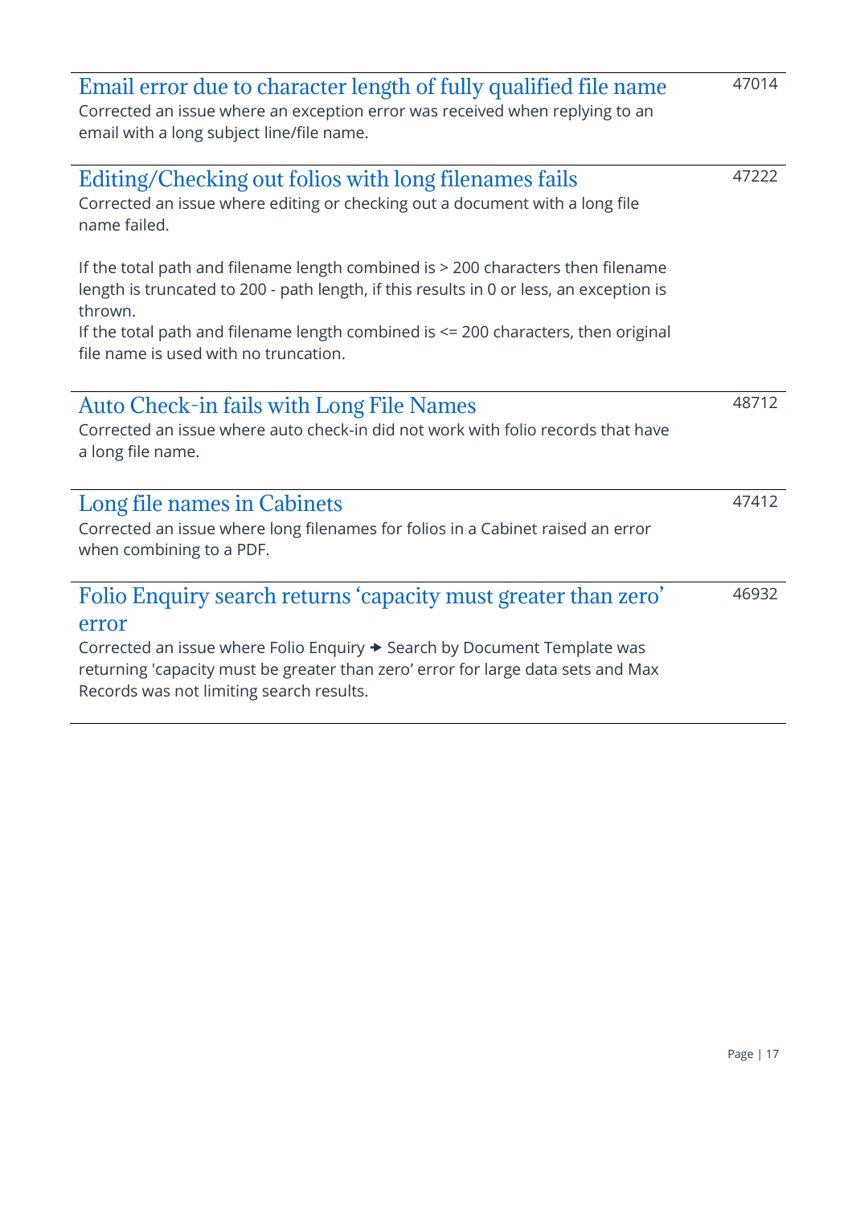### Email error due to character length of fully qualified file name

47014

Corrected an issue where an exception error was received when replying to an email with a long subject line/file name.

### Editing/Checking out folios with long filenames fails

47222

Corrected an issue where editing or checking out a document with a long file name failed.

If the total path and filename length combined is > 200 characters then filename length is truncated to 200 - path length, if this results in 0 or less, an exception is thrown.
If the total path and filename length combined is <= 200 characters, then original file name is used with no truncation.

### Auto Check-in fails with Long File Names

48712

Corrected an issue where auto check-in did not work with folio records that have a long file name.

### Long file names in Cabinets

47412

Corrected an issue where long filenames for folios in a Cabinet raised an error when combining to a PDF.

### Folio Enquiry search returns 'capacity must greater than zero' error

46932

Corrected an issue where Folio Enquiry → Search by Document Template was returning 'capacity must be greater than zero' error for large data sets and Max Records was not limiting search results.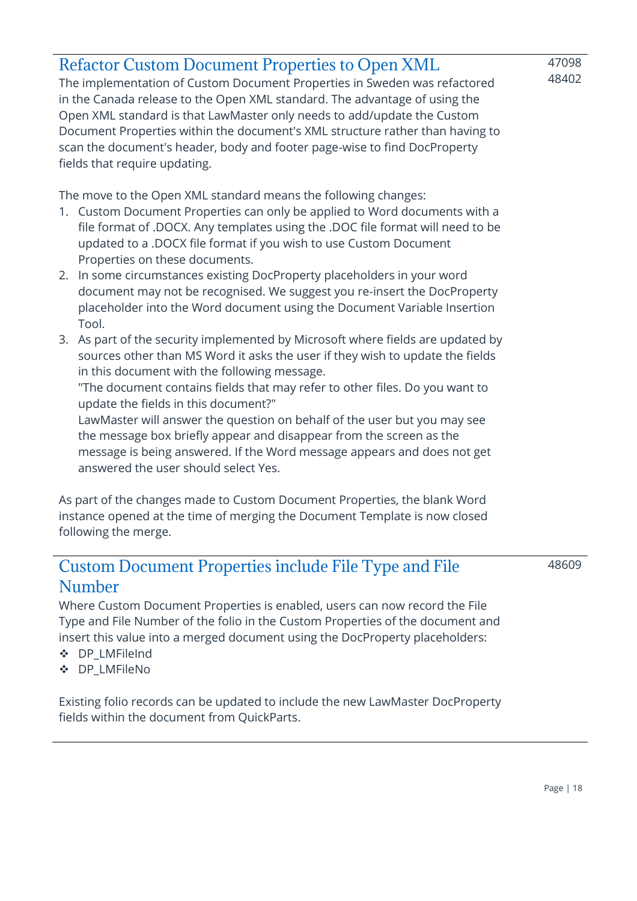## Refactor Custom Document Properties to Open XML

47098
48402

The implementation of Custom Document Properties in Sweden was refactored in the Canada release to the Open XML standard. The advantage of using the Open XML standard is that LawMaster only needs to add/update the Custom Document Properties within the document's XML structure rather than having to scan the document's header, body and footer page-wise to find DocProperty fields that require updating.

The move to the Open XML standard means the following changes:

1. Custom Document Properties can only be applied to Word documents with a file format of .DOCX. Any templates using the .DOC file format will need to be updated to a .DOCX file format if you wish to use Custom Document Properties on these documents.
2. In some circumstances existing DocProperty placeholders in your word document may not be recognised. We suggest you re-insert the DocProperty placeholder into the Word document using the Document Variable Insertion Tool.
3. As part of the security implemented by Microsoft where fields are updated by sources other than MS Word it asks the user if they wish to update the fields in this document with the following message.
   "The document contains fields that may refer to other files. Do you want to update the fields in this document?"
   LawMaster will answer the question on behalf of the user but you may see the message box briefly appear and disappear from the screen as the message is being answered. If the Word message appears and does not get answered the user should select Yes.

As part of the changes made to Custom Document Properties, the blank Word instance opened at the time of merging the Document Template is now closed following the merge.

## Custom Document Properties include File Type and File Number

48609

Where Custom Document Properties is enabled, users can now record the File Type and File Number of the folio in the Custom Properties of the document and insert this value into a merged document using the DocProperty placeholders:

- DP_LMFileInd
- DP_LMFileNo

Existing folio records can be updated to include the new LawMaster DocProperty fields within the document from QuickParts.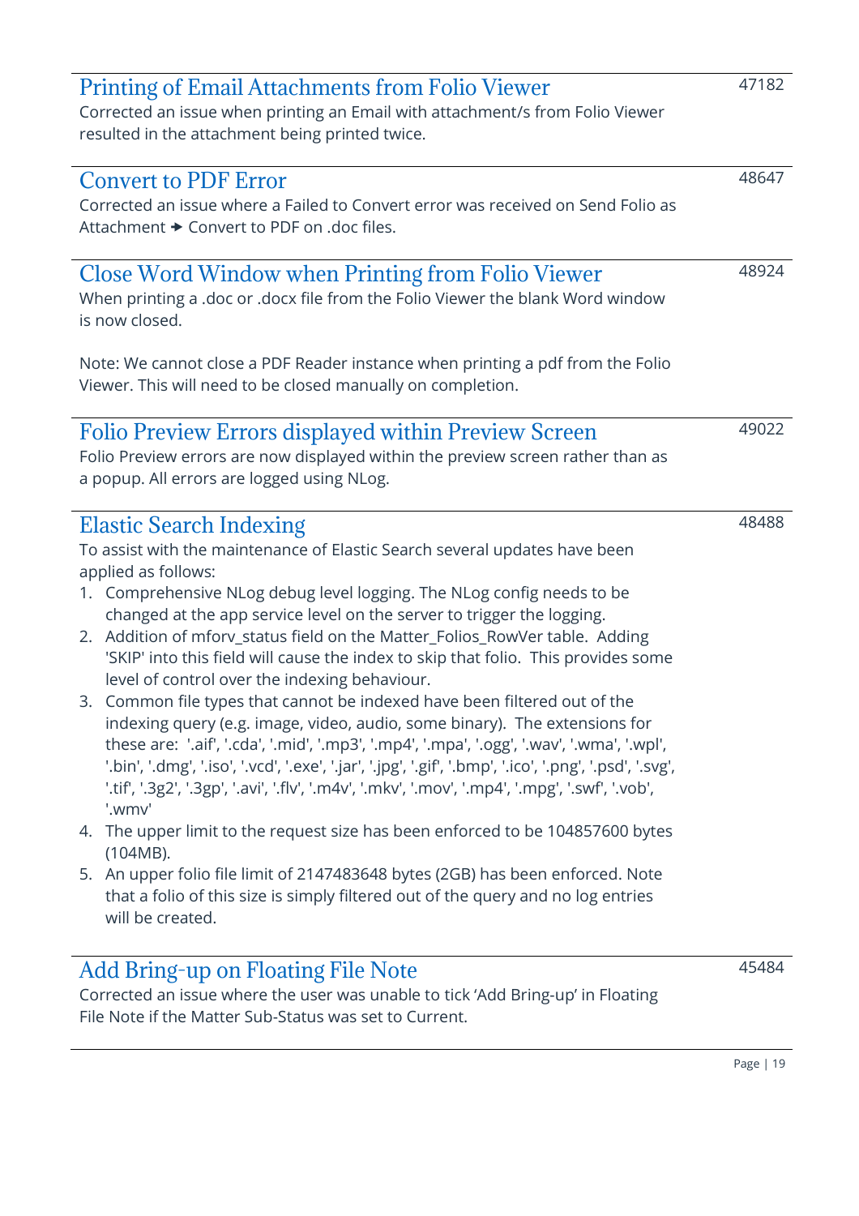## Printing of Email Attachments from Folio Viewer

47182

Corrected an issue when printing an Email with attachment/s from Folio Viewer resulted in the attachment being printed twice.

## Convert to PDF Error

48647

Corrected an issue where a Failed to Convert error was received on Send Folio as Attachment ➔ Convert to PDF on .doc files.

## Close Word Window when Printing from Folio Viewer

48924

When printing a .doc or .docx file from the Folio Viewer the blank Word window is now closed.

Note: We cannot close a PDF Reader instance when printing a pdf from the Folio Viewer. This will need to be closed manually on completion.

## Folio Preview Errors displayed within Preview Screen

49022

Folio Preview errors are now displayed within the preview screen rather than as a popup. All errors are logged using NLog.

## Elastic Search Indexing

48488

To assist with the maintenance of Elastic Search several updates have been applied as follows:

1. Comprehensive NLog debug level logging. The NLog config needs to be changed at the app service level on the server to trigger the logging.
2. Addition of mforv_status field on the Matter_Folios_RowVer table. Adding 'SKIP' into this field will cause the index to skip that folio. This provides some level of control over the indexing behaviour.
3. Common file types that cannot be indexed have been filtered out of the indexing query (e.g. image, video, audio, some binary). The extensions for these are: '.aif', '.cda', '.mid', '.mp3', '.mp4', '.mpa', '.ogg', '.wav', '.wma', '.wpl', '.bin', '.dmg', '.iso', '.vcd', '.exe', '.jar', '.jpg', '.gif', '.bmp', '.ico', '.png', '.psd', '.svg', '.tif', '.3g2', '.3gp', '.avi', '.flv', '.m4v', '.mkv', '.mov', '.mp4', '.mpg', '.swf', '.vob', '.wmv'
4. The upper limit to the request size has been enforced to be 104857600 bytes (104MB).
5. An upper folio file limit of 2147483648 bytes (2GB) has been enforced. Note that a folio of this size is simply filtered out of the query and no log entries will be created.

## Add Bring-up on Floating File Note

45484

Corrected an issue where the user was unable to tick 'Add Bring-up' in Floating File Note if the Matter Sub-Status was set to Current.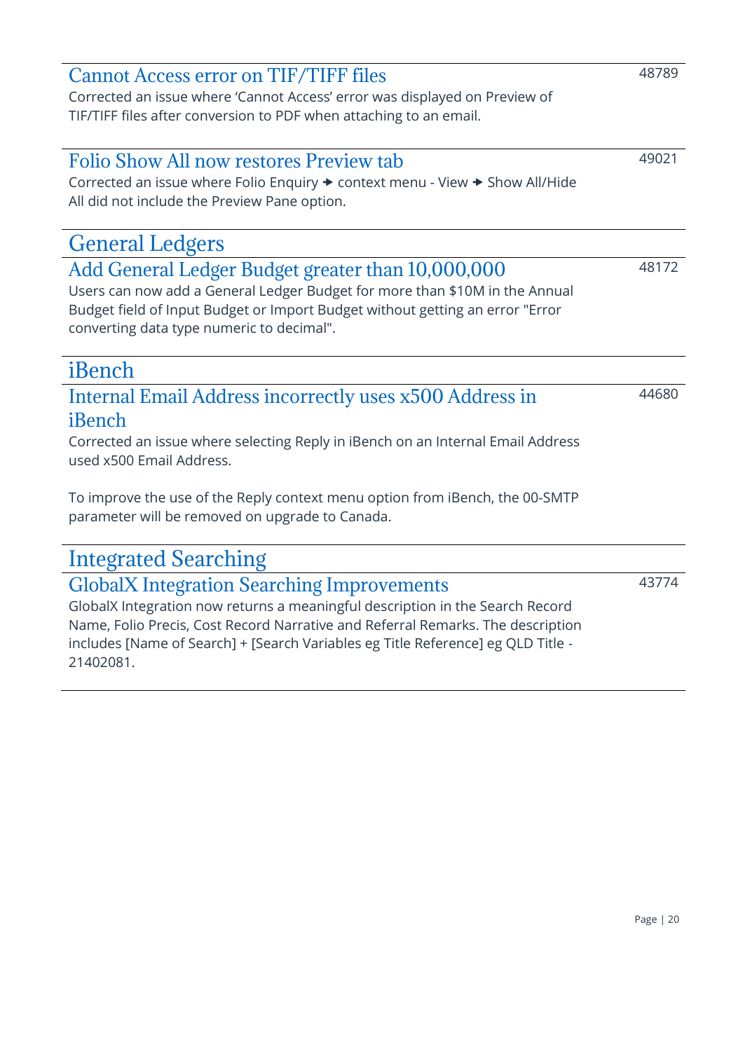### Cannot Access error on TIF/TIFF files

48789

Corrected an issue where 'Cannot Access' error was displayed on Preview of TIF/TIFF files after conversion to PDF when attaching to an email.

### Folio Show All now restores Preview tab

49021

Corrected an issue where Folio Enquiry → context menu - View → Show All/Hide All did not include the Preview Pane option.

## General Ledgers

### Add General Ledger Budget greater than 10,000,000

48172

Users can now add a General Ledger Budget for more than $10M in the Annual Budget field of Input Budget or Import Budget without getting an error "Error converting data type numeric to decimal".

## iBench

### Internal Email Address incorrectly uses x500 Address in iBench

44680

Corrected an issue where selecting Reply in iBench on an Internal Email Address used x500 Email Address.

To improve the use of the Reply context menu option from iBench, the 00-SMTP parameter will be removed on upgrade to Canada.

## Integrated Searching

### GlobalX Integration Searching Improvements

43774

GlobalX Integration now returns a meaningful description in the Search Record Name, Folio Precis, Cost Record Narrative and Referral Remarks. The description includes [Name of Search] + [Search Variables eg Title Reference] eg QLD Title - 21402081.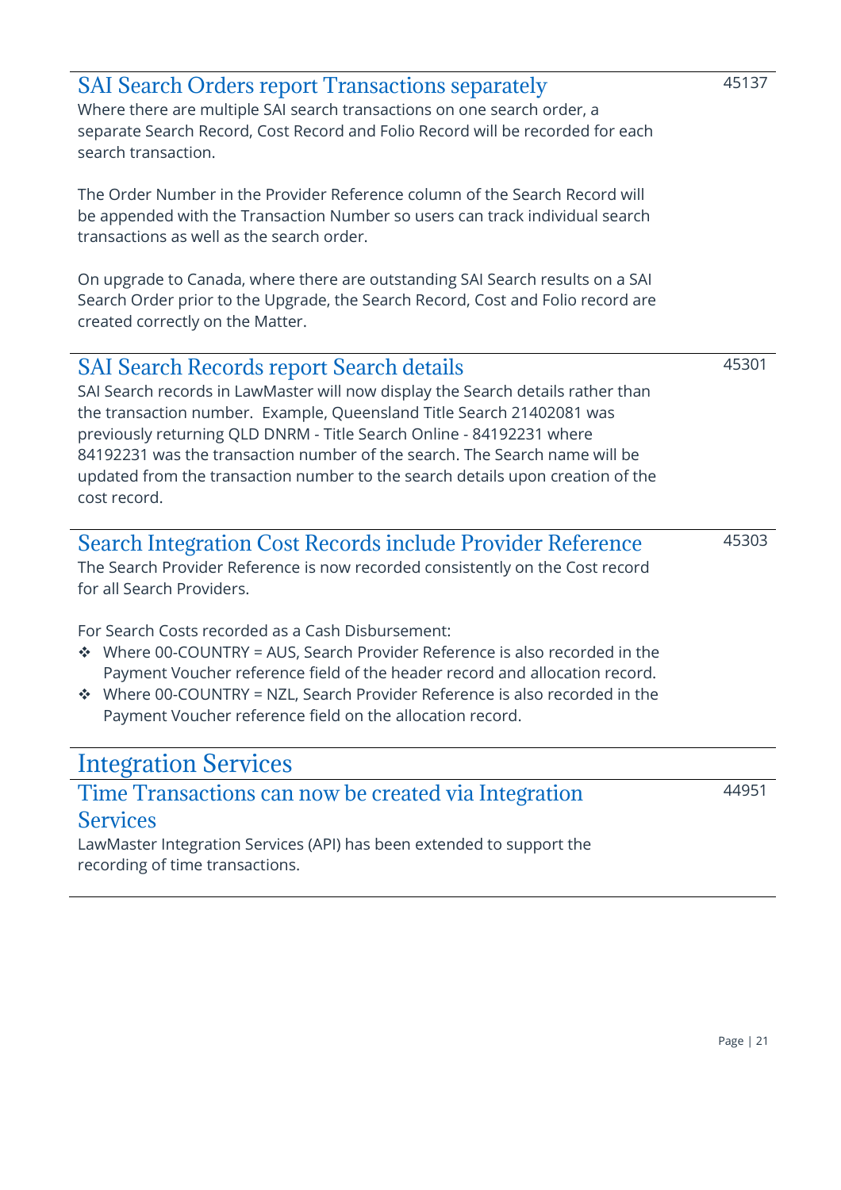### SAI Search Orders report Transactions separately

45137

Where there are multiple SAI search transactions on one search order, a separate Search Record, Cost Record and Folio Record will be recorded for each search transaction.

The Order Number in the Provider Reference column of the Search Record will be appended with the Transaction Number so users can track individual search transactions as well as the search order.

On upgrade to Canada, where there are outstanding SAI Search results on a SAI Search Order prior to the Upgrade, the Search Record, Cost and Folio record are created correctly on the Matter.

### SAI Search Records report Search details

45301

SAI Search records in LawMaster will now display the Search details rather than the transaction number. Example, Queensland Title Search 21402081 was previously returning QLD DNRM - Title Search Online - 84192231 where 84192231 was the transaction number of the search. The Search name will be updated from the transaction number to the search details upon creation of the cost record.

### Search Integration Cost Records include Provider Reference

45303

The Search Provider Reference is now recorded consistently on the Cost record for all Search Providers.

For Search Costs recorded as a Cash Disbursement:

- Where 00-COUNTRY = AUS, Search Provider Reference is also recorded in the Payment Voucher reference field of the header record and allocation record.
- Where 00-COUNTRY = NZL, Search Provider Reference is also recorded in the Payment Voucher reference field on the allocation record.

## Integration Services

### Time Transactions can now be created via Integration Services

44951

LawMaster Integration Services (API) has been extended to support the recording of time transactions.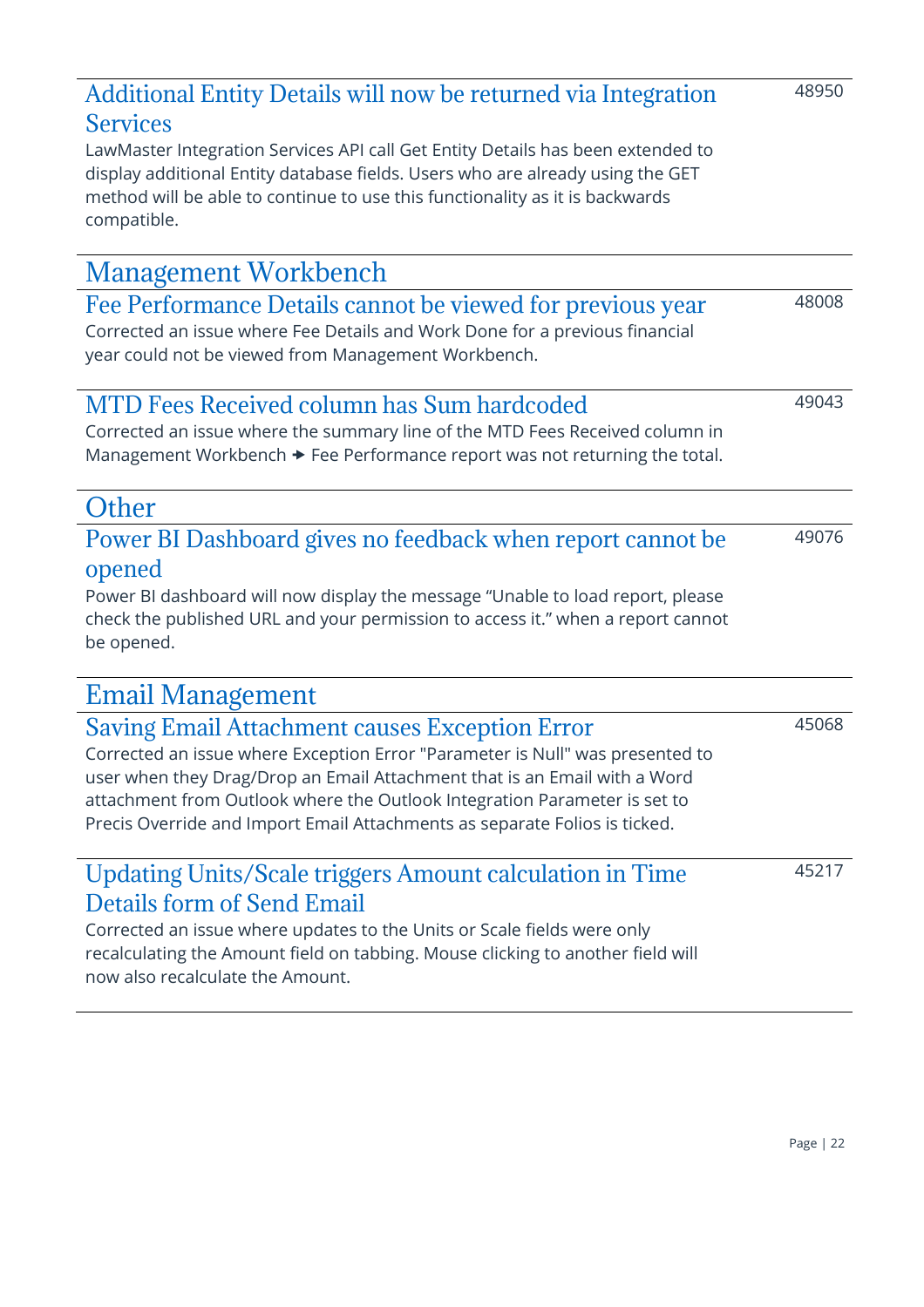### Additional Entity Details will now be returned via Integration Services

48950

LawMaster Integration Services API call Get Entity Details has been extended to display additional Entity database fields. Users who are already using the GET method will be able to continue to use this functionality as it is backwards compatible.

## Management Workbench

### Fee Performance Details cannot be viewed for previous year

48008

Corrected an issue where Fee Details and Work Done for a previous financial year could not be viewed from Management Workbench.

### MTD Fees Received column has Sum hardcoded

49043

Corrected an issue where the summary line of the MTD Fees Received column in Management Workbench ➔ Fee Performance report was not returning the total.

## Other

### Power BI Dashboard gives no feedback when report cannot be opened

49076

Power BI dashboard will now display the message “Unable to load report, please check the published URL and your permission to access it.” when a report cannot be opened.

## Email Management

### Saving Email Attachment causes Exception Error

45068

Corrected an issue where Exception Error "Parameter is Null" was presented to user when they Drag/Drop an Email Attachment that is an Email with a Word attachment from Outlook where the Outlook Integration Parameter is set to Precis Override and Import Email Attachments as separate Folios is ticked.

### Updating Units/Scale triggers Amount calculation in Time Details form of Send Email

45217

Corrected an issue where updates to the Units or Scale fields were only recalculating the Amount field on tabbing. Mouse clicking to another field will now also recalculate the Amount.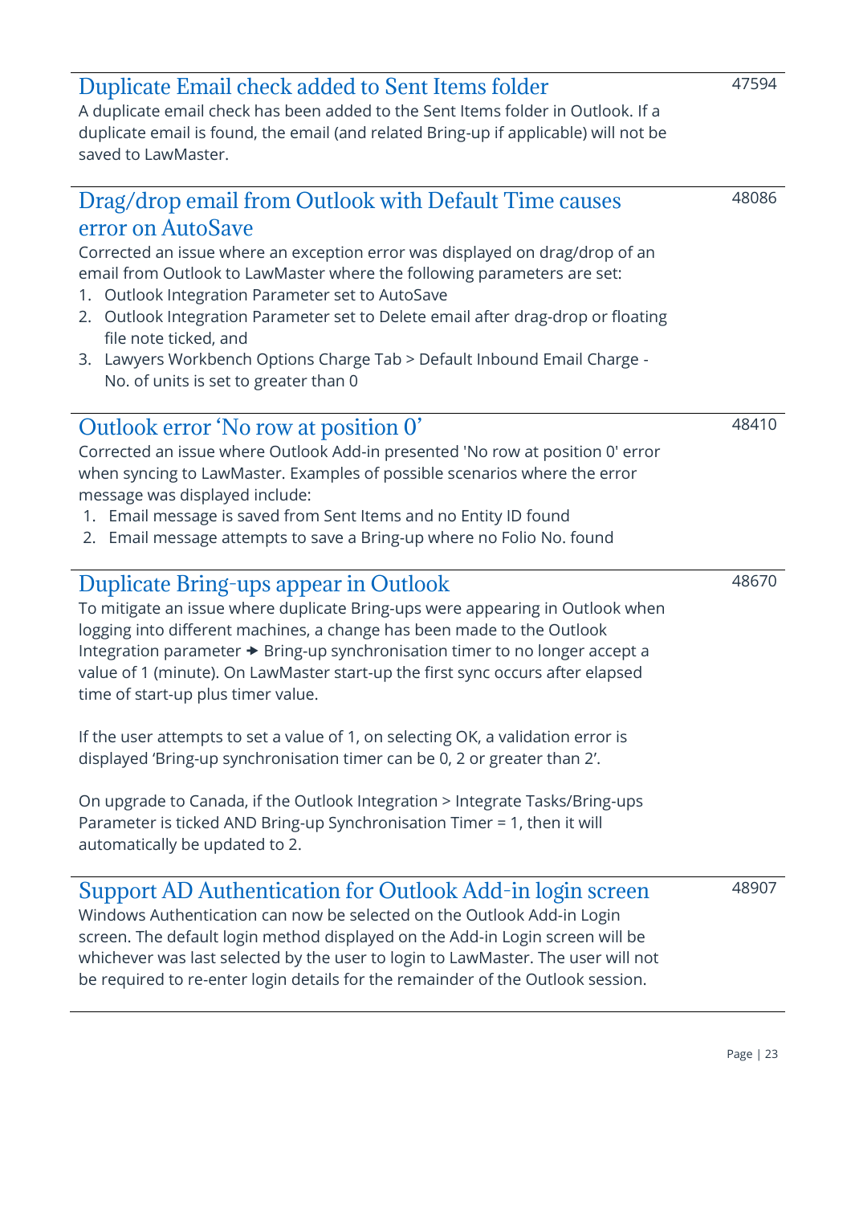## Duplicate Email check added to Sent Items folder

47594

A duplicate email check has been added to the Sent Items folder in Outlook. If a duplicate email is found, the email (and related Bring-up if applicable) will not be saved to LawMaster.

## Drag/drop email from Outlook with Default Time causes error on AutoSave

48086

Corrected an issue where an exception error was displayed on drag/drop of an email from Outlook to LawMaster where the following parameters are set:

1. Outlook Integration Parameter set to AutoSave
2. Outlook Integration Parameter set to Delete email after drag-drop or floating file note ticked, and
3. Lawyers Workbench Options Charge Tab > Default Inbound Email Charge - No. of units is set to greater than 0

## Outlook error 'No row at position 0'

48410

Corrected an issue where Outlook Add-in presented 'No row at position 0' error when syncing to LawMaster. Examples of possible scenarios where the error message was displayed include:

1. Email message is saved from Sent Items and no Entity ID found
2. Email message attempts to save a Bring-up where no Folio No. found

## Duplicate Bring-ups appear in Outlook

48670

To mitigate an issue where duplicate Bring-ups were appearing in Outlook when logging into different machines, a change has been made to the Outlook Integration parameter ➔ Bring-up synchronisation timer to no longer accept a value of 1 (minute). On LawMaster start-up the first sync occurs after elapsed time of start-up plus timer value.

If the user attempts to set a value of 1, on selecting OK, a validation error is displayed 'Bring-up synchronisation timer can be 0, 2 or greater than 2'.

On upgrade to Canada, if the Outlook Integration > Integrate Tasks/Bring-ups Parameter is ticked AND Bring-up Synchronisation Timer = 1, then it will automatically be updated to 2.

## Support AD Authentication for Outlook Add-in login screen

48907

Windows Authentication can now be selected on the Outlook Add-in Login screen. The default login method displayed on the Add-in Login screen will be whichever was last selected by the user to login to LawMaster. The user will not be required to re-enter login details for the remainder of the Outlook session.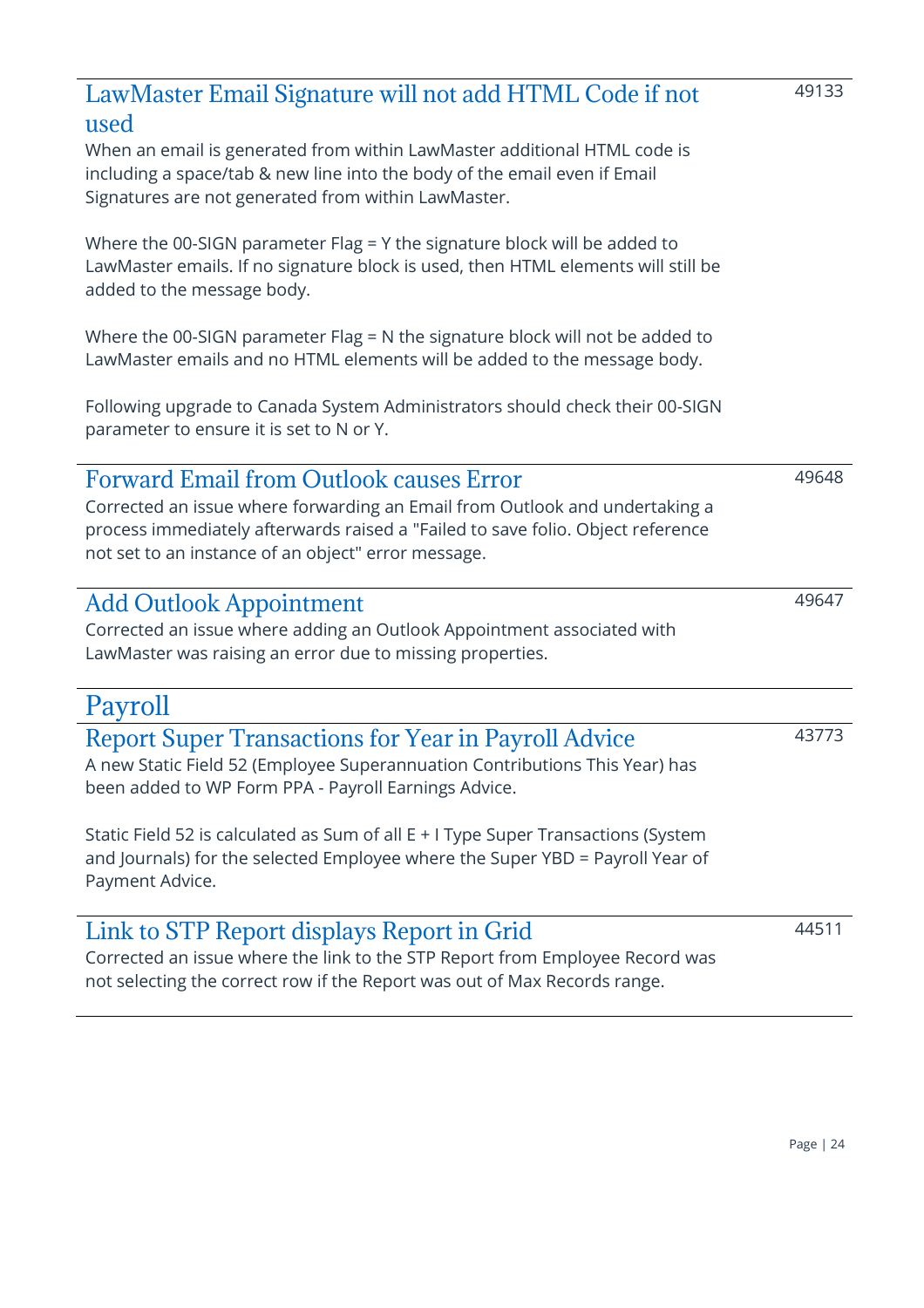### LawMaster Email Signature will not add HTML Code if not used

49133

When an email is generated from within LawMaster additional HTML code is including a space/tab & new line into the body of the email even if Email Signatures are not generated from within LawMaster.

Where the 00-SIGN parameter Flag = Y the signature block will be added to LawMaster emails. If no signature block is used, then HTML elements will still be added to the message body.

Where the 00-SIGN parameter Flag = N the signature block will not be added to LawMaster emails and no HTML elements will be added to the message body.

Following upgrade to Canada System Administrators should check their 00-SIGN parameter to ensure it is set to N or Y.

### Forward Email from Outlook causes Error

49648

Corrected an issue where forwarding an Email from Outlook and undertaking a process immediately afterwards raised a "Failed to save folio. Object reference not set to an instance of an object" error message.

### Add Outlook Appointment

49647

Corrected an issue where adding an Outlook Appointment associated with LawMaster was raising an error due to missing properties.

## Payroll

### Report Super Transactions for Year in Payroll Advice

43773

A new Static Field 52 (Employee Superannuation Contributions This Year) has been added to WP Form PPA - Payroll Earnings Advice.

Static Field 52 is calculated as Sum of all E + I Type Super Transactions (System and Journals) for the selected Employee where the Super YBD = Payroll Year of Payment Advice.

### Link to STP Report displays Report in Grid

44511

Corrected an issue where the link to the STP Report from Employee Record was not selecting the correct row if the Report was out of Max Records range.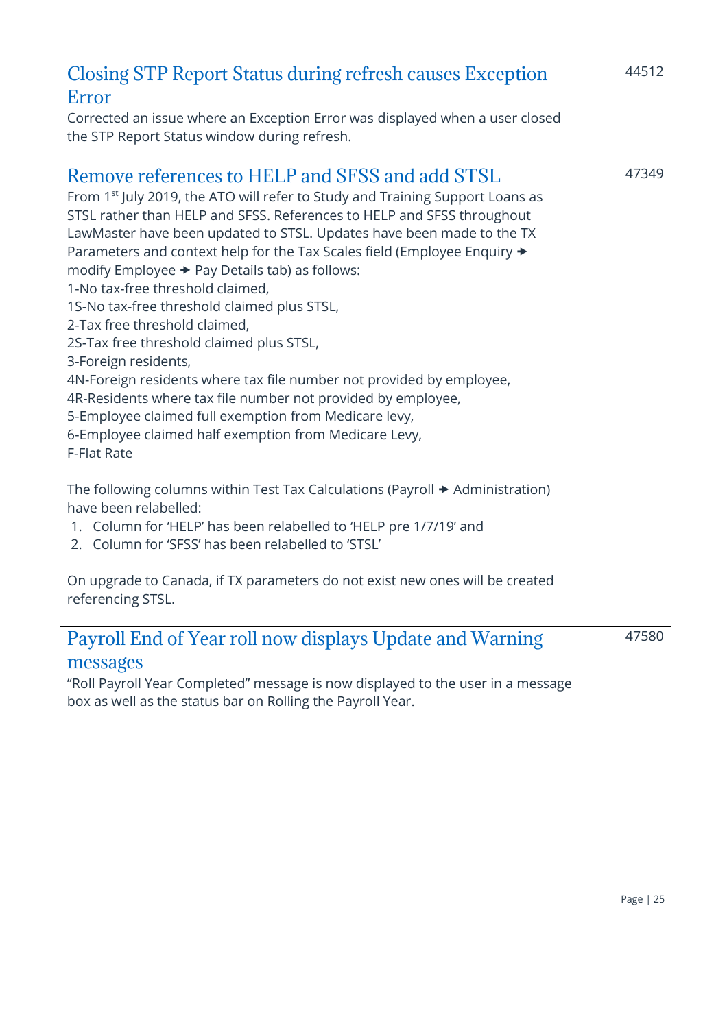## Closing STP Report Status during refresh causes Exception Error

44512

Corrected an issue where an Exception Error was displayed when a user closed the STP Report Status window during refresh.

## Remove references to HELP and SFSS and add STSL

47349

From 1st July 2019, the ATO will refer to Study and Training Support Loans as STSL rather than HELP and SFSS. References to HELP and SFSS throughout LawMaster have been updated to STSL. Updates have been made to the TX Parameters and context help for the Tax Scales field (Employee Enquiry → modify Employee → Pay Details tab) as follows:

1-No tax-free threshold claimed,
1S-No tax-free threshold claimed plus STSL,
2-Tax free threshold claimed,
2S-Tax free threshold claimed plus STSL,
3-Foreign residents,
4N-Foreign residents where tax file number not provided by employee,
4R-Residents where tax file number not provided by employee,
5-Employee claimed full exemption from Medicare levy,
6-Employee claimed half exemption from Medicare Levy,
F-Flat Rate

The following columns within Test Tax Calculations (Payroll → Administration) have been relabelled:

1. Column for 'HELP' has been relabelled to 'HELP pre 1/7/19' and
2. Column for 'SFSS' has been relabelled to 'STSL'

On upgrade to Canada, if TX parameters do not exist new ones will be created referencing STSL.

## Payroll End of Year roll now displays Update and Warning messages

47580

"Roll Payroll Year Completed" message is now displayed to the user in a message box as well as the status bar on Rolling the Payroll Year.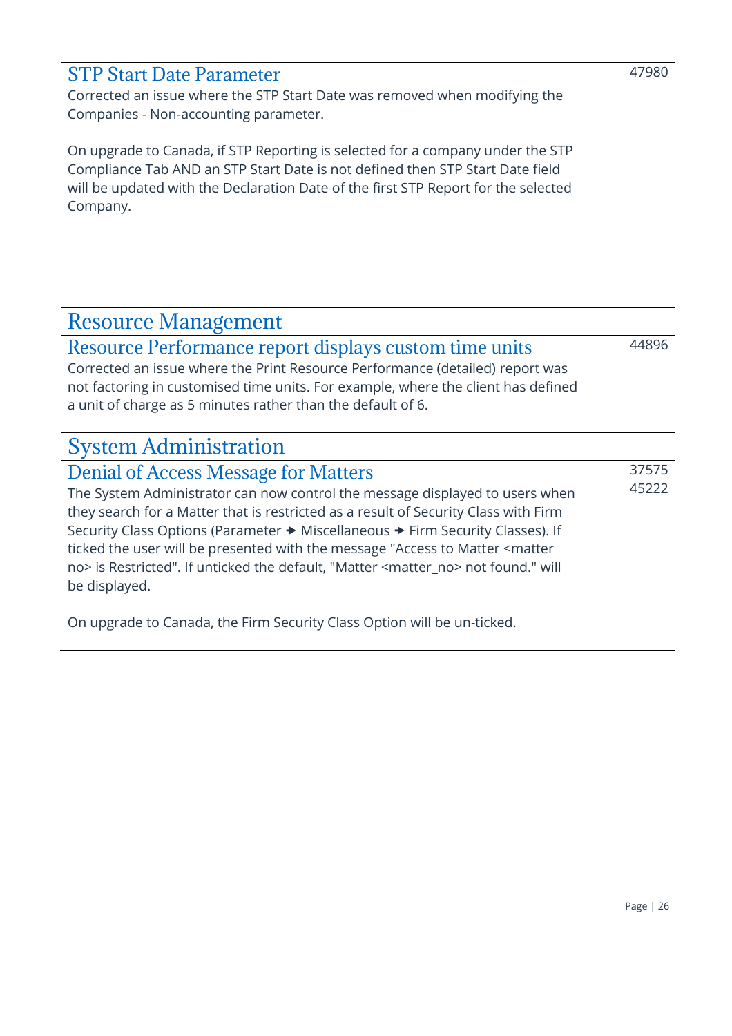### STP Start Date Parameter

47980

Corrected an issue where the STP Start Date was removed when modifying the Companies - Non-accounting parameter.

On upgrade to Canada, if STP Reporting is selected for a company under the STP Compliance Tab AND an STP Start Date is not defined then STP Start Date field will be updated with the Declaration Date of the first STP Report for the selected Company.

## Resource Management

### Resource Performance report displays custom time units

44896

Corrected an issue where the Print Resource Performance (detailed) report was not factoring in customised time units. For example, where the client has defined a unit of charge as 5 minutes rather than the default of 6.

## System Administration

### Denial of Access Message for Matters

37575
45222

The System Administrator can now control the message displayed to users when they search for a Matter that is restricted as a result of Security Class with Firm Security Class Options (Parameter ➔ Miscellaneous ➔ Firm Security Classes). If ticked the user will be presented with the message "Access to Matter <matter no> is Restricted". If unticked the default, "Matter <matter_no> not found." will be displayed.

On upgrade to Canada, the Firm Security Class Option will be un-ticked.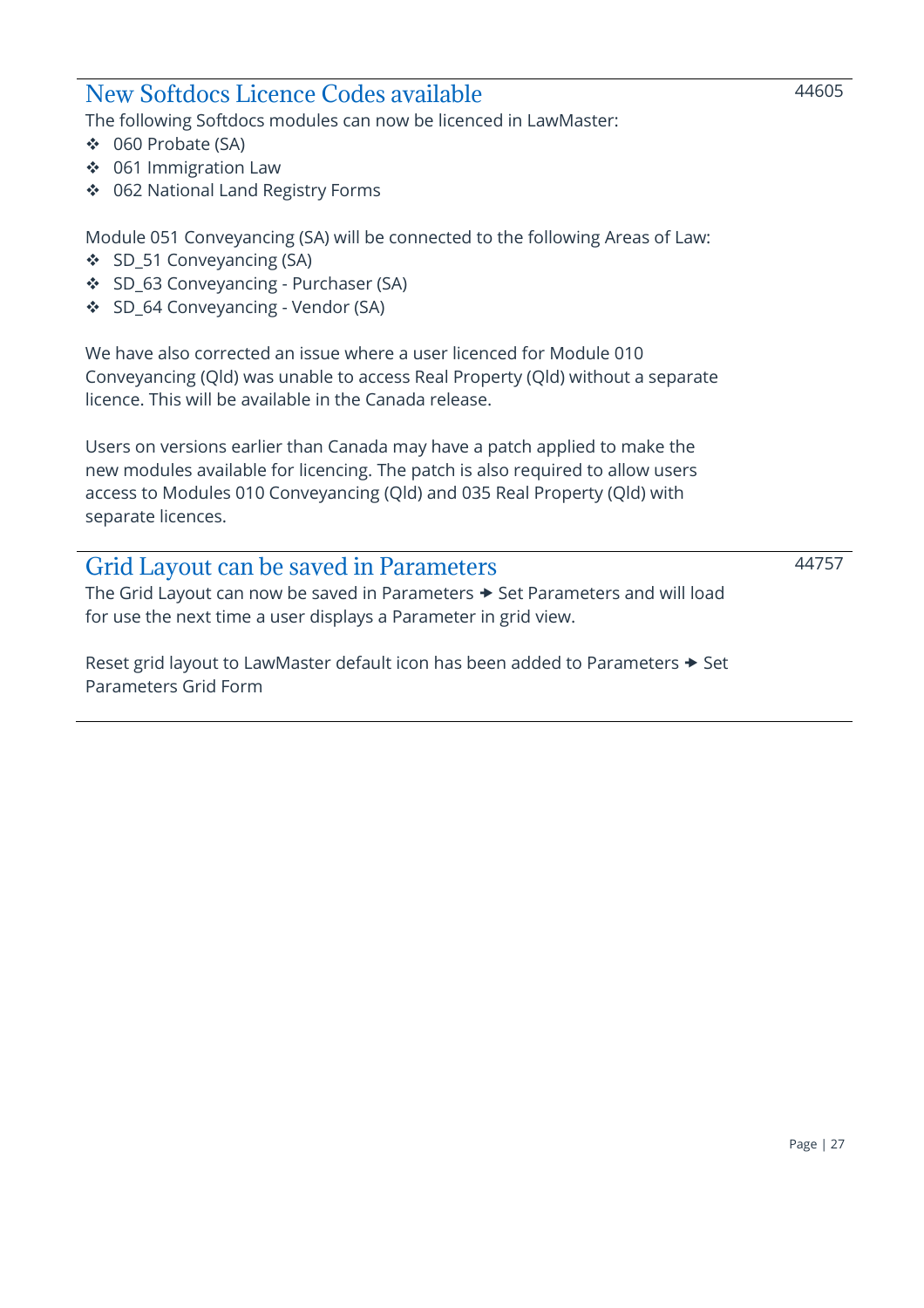## New Softdocs Licence Codes available

44605

The following Softdocs modules can now be licenced in LawMaster:

- 060 Probate (SA)
- 061 Immigration Law
- 062 National Land Registry Forms

Module 051 Conveyancing (SA) will be connected to the following Areas of Law:

- SD_51 Conveyancing (SA)
- SD_63 Conveyancing - Purchaser (SA)
- SD_64 Conveyancing - Vendor (SA)

We have also corrected an issue where a user licenced for Module 010 Conveyancing (Qld) was unable to access Real Property (Qld) without a separate licence. This will be available in the Canada release.

Users on versions earlier than Canada may have a patch applied to make the new modules available for licencing. The patch is also required to allow users access to Modules 010 Conveyancing (Qld) and 035 Real Property (Qld) with separate licences.

## Grid Layout can be saved in Parameters

44757

The Grid Layout can now be saved in Parameters → Set Parameters and will load for use the next time a user displays a Parameter in grid view.

Reset grid layout to LawMaster default icon has been added to Parameters → Set Parameters Grid Form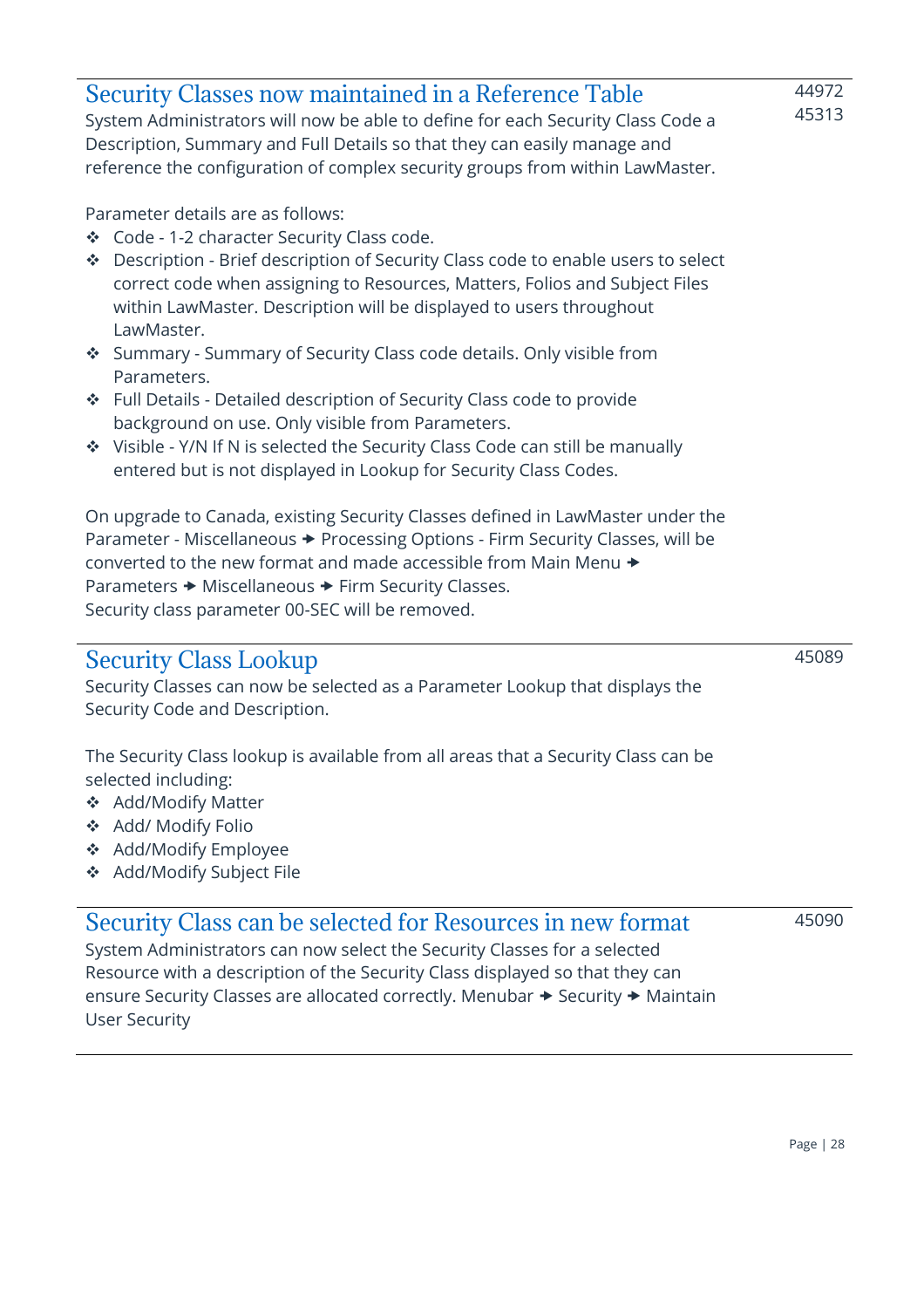## Security Classes now maintained in a Reference Table

44972
45313

System Administrators will now be able to define for each Security Class Code a Description, Summary and Full Details so that they can easily manage and reference the configuration of complex security groups from within LawMaster.

Parameter details are as follows:

- Code - 1-2 character Security Class code.
- Description - Brief description of Security Class code to enable users to select correct code when assigning to Resources, Matters, Folios and Subject Files within LawMaster. Description will be displayed to users throughout LawMaster.
- Summary - Summary of Security Class code details. Only visible from Parameters.
- Full Details - Detailed description of Security Class code to provide background on use. Only visible from Parameters.
- Visible - Y/N If N is selected the Security Class Code can still be manually entered but is not displayed in Lookup for Security Class Codes.

On upgrade to Canada, existing Security Classes defined in LawMaster under the Parameter - Miscellaneous → Processing Options - Firm Security Classes, will be converted to the new format and made accessible from Main Menu → Parameters → Miscellaneous → Firm Security Classes.
Security class parameter 00-SEC will be removed.

## Security Class Lookup

45089

Security Classes can now be selected as a Parameter Lookup that displays the Security Code and Description.

The Security Class lookup is available from all areas that a Security Class can be selected including:

- Add/Modify Matter
- Add/ Modify Folio
- Add/Modify Employee
- Add/Modify Subject File

## Security Class can be selected for Resources in new format

45090

System Administrators can now select the Security Classes for a selected Resource with a description of the Security Class displayed so that they can ensure Security Classes are allocated correctly. Menubar → Security → Maintain User Security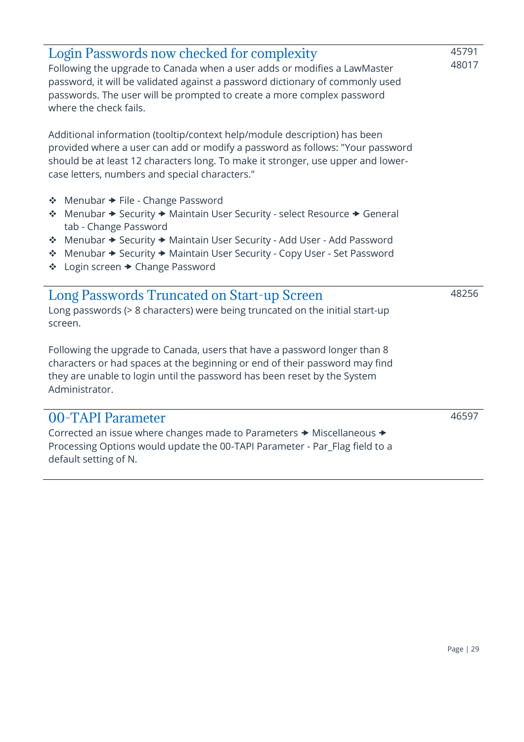## Login Passwords now checked for complexity

45791
48017

Following the upgrade to Canada when a user adds or modifies a LawMaster password, it will be validated against a password dictionary of commonly used passwords. The user will be prompted to create a more complex password where the check fails.

Additional information (tooltip/context help/module description) has been provided where a user can add or modify a password as follows: "Your password should be at least 12 characters long. To make it stronger, use upper and lower-case letters, numbers and special characters."

- Menubar → File - Change Password
- Menubar → Security → Maintain User Security - select Resource → General tab - Change Password
- Menubar → Security → Maintain User Security - Add User - Add Password
- Menubar → Security → Maintain User Security - Copy User - Set Password
- Login screen → Change Password

## Long Passwords Truncated on Start-up Screen

48256

Long passwords (> 8 characters) were being truncated on the initial start-up screen.

Following the upgrade to Canada, users that have a password longer than 8 characters or had spaces at the beginning or end of their password may find they are unable to login until the password has been reset by the System Administrator.

## 00-TAPI Parameter

46597

Corrected an issue where changes made to Parameters → Miscellaneous → Processing Options would update the 00-TAPI Parameter - Par_Flag field to a default setting of N.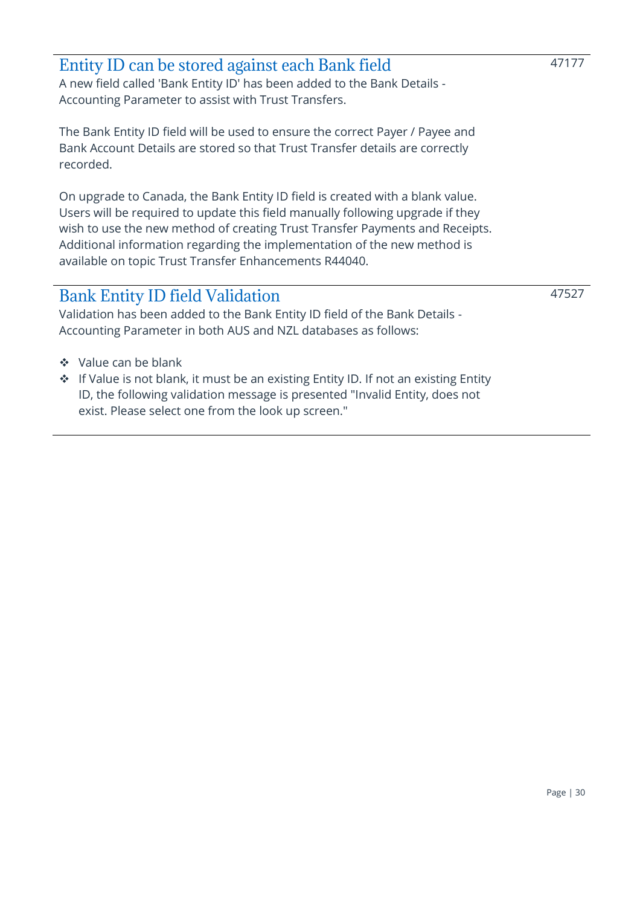## Entity ID can be stored against each Bank field

47177

A new field called 'Bank Entity ID' has been added to the Bank Details - Accounting Parameter to assist with Trust Transfers.

The Bank Entity ID field will be used to ensure the correct Payer / Payee and Bank Account Details are stored so that Trust Transfer details are correctly recorded.

On upgrade to Canada, the Bank Entity ID field is created with a blank value. Users will be required to update this field manually following upgrade if they wish to use the new method of creating Trust Transfer Payments and Receipts. Additional information regarding the implementation of the new method is available on topic Trust Transfer Enhancements R44040.

## Bank Entity ID field Validation

47527

Validation has been added to the Bank Entity ID field of the Bank Details - Accounting Parameter in both AUS and NZL databases as follows:

- Value can be blank
- If Value is not blank, it must be an existing Entity ID. If not an existing Entity ID, the following validation message is presented "Invalid Entity, does not exist. Please select one from the look up screen."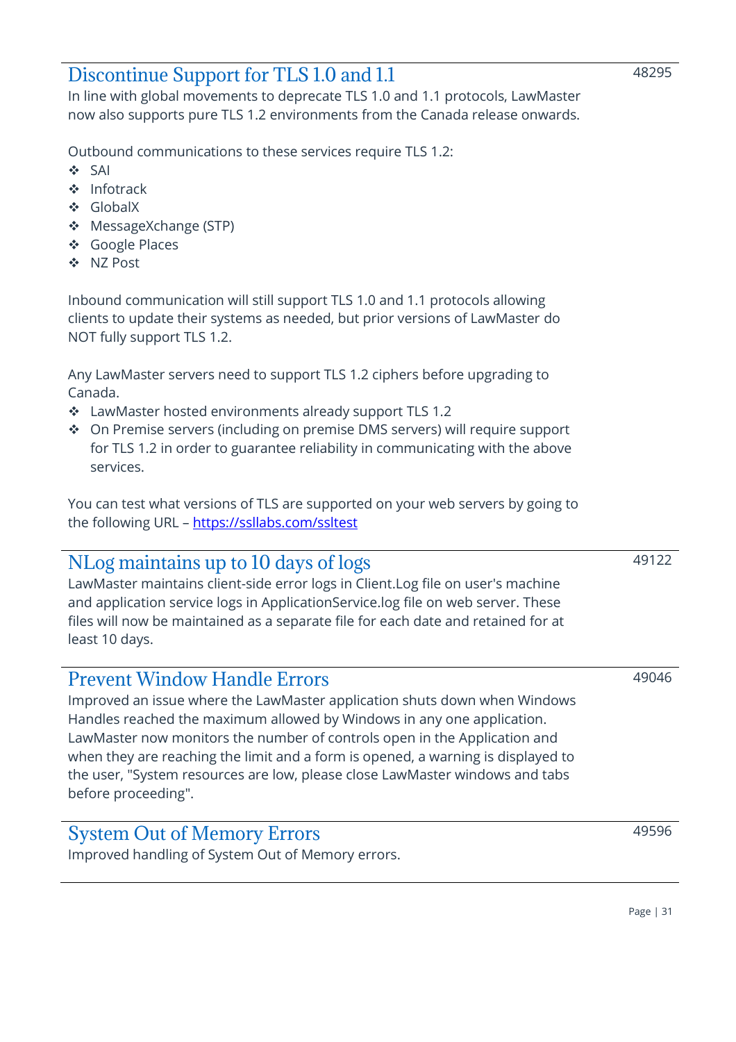## Discontinue Support for TLS 1.0 and 1.1

48295

In line with global movements to deprecate TLS 1.0 and 1.1 protocols, LawMaster now also supports pure TLS 1.2 environments from the Canada release onwards.

Outbound communications to these services require TLS 1.2:

- SAI
- Infotrack
- GlobalX
- MessageXchange (STP)
- Google Places
- NZ Post

Inbound communication will still support TLS 1.0 and 1.1 protocols allowing clients to update their systems as needed, but prior versions of LawMaster do NOT fully support TLS 1.2.

Any LawMaster servers need to support TLS 1.2 ciphers before upgrading to Canada.

- LawMaster hosted environments already support TLS 1.2
- On Premise servers (including on premise DMS servers) will require support for TLS 1.2 in order to guarantee reliability in communicating with the above services.

You can test what versions of TLS are supported on your web servers by going to the following URL – https://ssllabs.com/ssltest

## NLog maintains up to 10 days of logs

49122

LawMaster maintains client-side error logs in Client.Log file on user's machine and application service logs in ApplicationService.log file on web server. These files will now be maintained as a separate file for each date and retained for at least 10 days.

## Prevent Window Handle Errors

49046

Improved an issue where the LawMaster application shuts down when Windows Handles reached the maximum allowed by Windows in any one application. LawMaster now monitors the number of controls open in the Application and when they are reaching the limit and a form is opened, a warning is displayed to the user, "System resources are low, please close LawMaster windows and tabs before proceeding".

## System Out of Memory Errors

49596

Improved handling of System Out of Memory errors.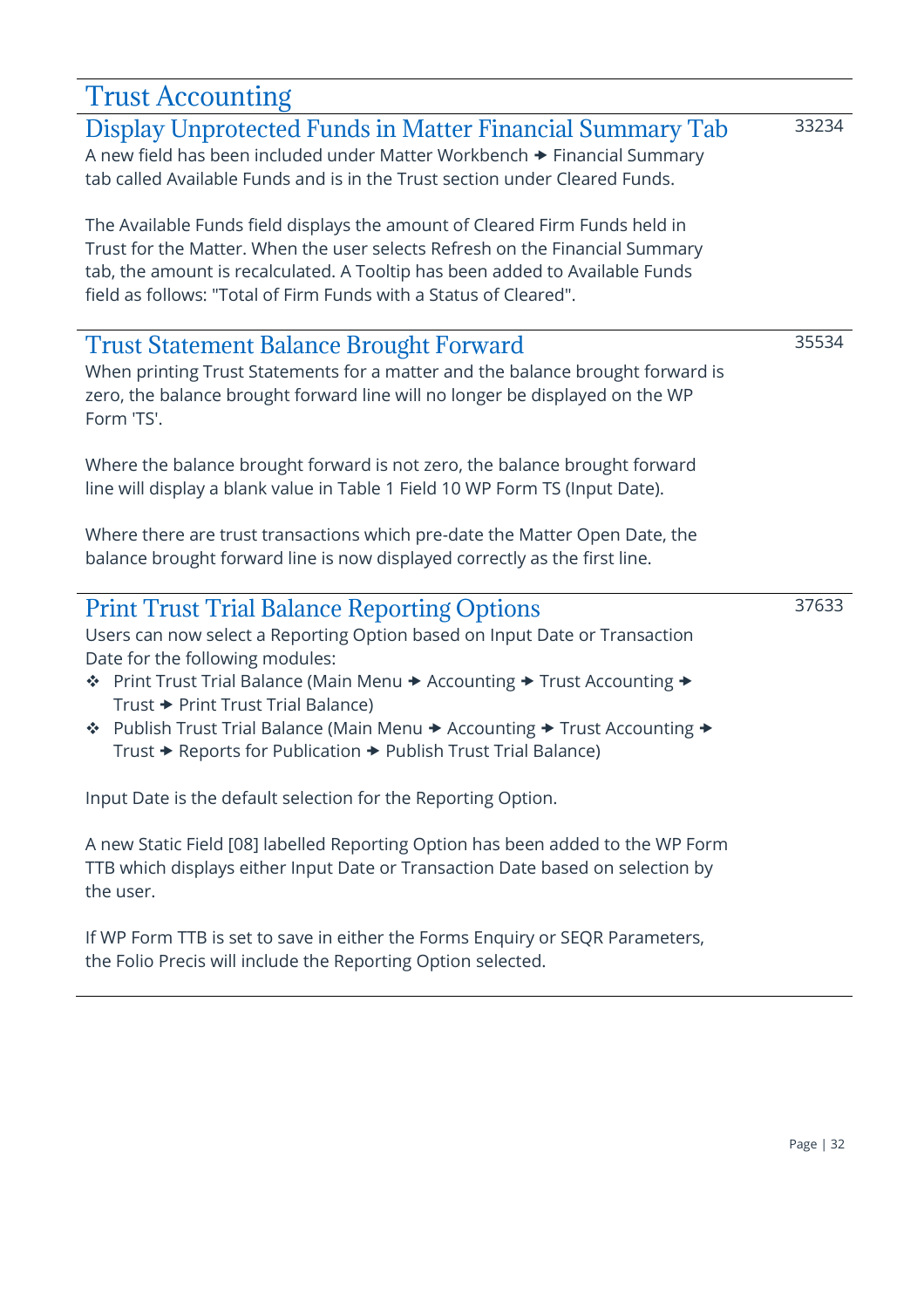# Trust Accounting

## Display Unprotected Funds in Matter Financial Summary Tab

33234

A new field has been included under Matter Workbench → Financial Summary tab called Available Funds and is in the Trust section under Cleared Funds.

The Available Funds field displays the amount of Cleared Firm Funds held in Trust for the Matter. When the user selects Refresh on the Financial Summary tab, the amount is recalculated. A Tooltip has been added to Available Funds field as follows: "Total of Firm Funds with a Status of Cleared".

## Trust Statement Balance Brought Forward

35534

When printing Trust Statements for a matter and the balance brought forward is zero, the balance brought forward line will no longer be displayed on the WP Form 'TS'.

Where the balance brought forward is not zero, the balance brought forward line will display a blank value in Table 1 Field 10 WP Form TS (Input Date).

Where there are trust transactions which pre-date the Matter Open Date, the balance brought forward line is now displayed correctly as the first line.

## Print Trust Trial Balance Reporting Options

37633

Users can now select a Reporting Option based on Input Date or Transaction Date for the following modules:

- Print Trust Trial Balance (Main Menu → Accounting → Trust Accounting → Trust → Print Trust Trial Balance)
- Publish Trust Trial Balance (Main Menu → Accounting → Trust Accounting → Trust → Reports for Publication → Publish Trust Trial Balance)

Input Date is the default selection for the Reporting Option.

A new Static Field [08] labelled Reporting Option has been added to the WP Form TTB which displays either Input Date or Transaction Date based on selection by the user.

If WP Form TTB is set to save in either the Forms Enquiry or SEQR Parameters, the Folio Precis will include the Reporting Option selected.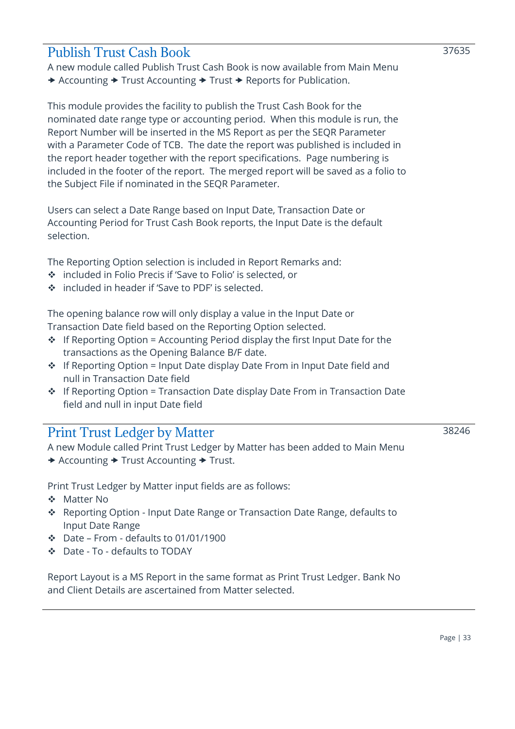## Publish Trust Cash Book

37635

A new module called Publish Trust Cash Book is now available from Main Menu ➔ Accounting ➔ Trust Accounting ➔ Trust ➔ Reports for Publication.

This module provides the facility to publish the Trust Cash Book for the nominated date range type or accounting period. When this module is run, the Report Number will be inserted in the MS Report as per the SEQR Parameter with a Parameter Code of TCB. The date the report was published is included in the report header together with the report specifications. Page numbering is included in the footer of the report. The merged report will be saved as a folio to the Subject File if nominated in the SEQR Parameter.

Users can select a Date Range based on Input Date, Transaction Date or Accounting Period for Trust Cash Book reports, the Input Date is the default selection.

The Reporting Option selection is included in Report Remarks and:

- included in Folio Precis if 'Save to Folio' is selected, or
- included in header if 'Save to PDF' is selected.

The opening balance row will only display a value in the Input Date or Transaction Date field based on the Reporting Option selected.

- If Reporting Option = Accounting Period display the first Input Date for the transactions as the Opening Balance B/F date.
- If Reporting Option = Input Date display Date From in Input Date field and null in Transaction Date field
- If Reporting Option = Transaction Date display Date From in Transaction Date field and null in input Date field

## Print Trust Ledger by Matter

38246

A new Module called Print Trust Ledger by Matter has been added to Main Menu ➔ Accounting ➔ Trust Accounting ➔ Trust.

Print Trust Ledger by Matter input fields are as follows:

- Matter No
- Reporting Option - Input Date Range or Transaction Date Range, defaults to Input Date Range
- Date – From - defaults to 01/01/1900
- Date - To - defaults to TODAY

Report Layout is a MS Report in the same format as Print Trust Ledger. Bank No and Client Details are ascertained from Matter selected.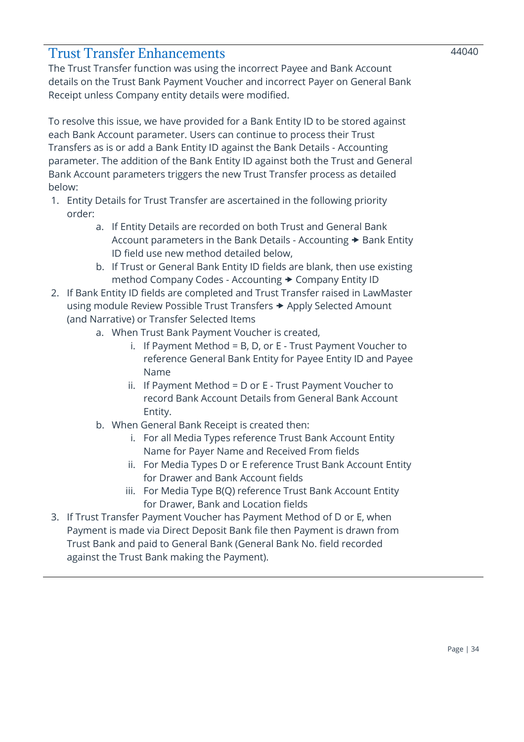## Trust Transfer Enhancements

44040

The Trust Transfer function was using the incorrect Payee and Bank Account details on the Trust Bank Payment Voucher and incorrect Payer on General Bank Receipt unless Company entity details were modified.

To resolve this issue, we have provided for a Bank Entity ID to be stored against each Bank Account parameter. Users can continue to process their Trust Transfers as is or add a Bank Entity ID against the Bank Details - Accounting parameter. The addition of the Bank Entity ID against both the Trust and General Bank Account parameters triggers the new Trust Transfer process as detailed below:

1. Entity Details for Trust Transfer are ascertained in the following priority order:
    a. If Entity Details are recorded on both Trust and General Bank Account parameters in the Bank Details - Accounting → Bank Entity ID field use new method detailed below,
    b. If Trust or General Bank Entity ID fields are blank, then use existing method Company Codes - Accounting → Company Entity ID
2. If Bank Entity ID fields are completed and Trust Transfer raised in LawMaster using module Review Possible Trust Transfers → Apply Selected Amount (and Narrative) or Transfer Selected Items
    a. When Trust Bank Payment Voucher is created,
        i. If Payment Method = B, D, or E - Trust Payment Voucher to reference General Bank Entity for Payee Entity ID and Payee Name
        ii. If Payment Method = D or E - Trust Payment Voucher to record Bank Account Details from General Bank Account Entity.
    b. When General Bank Receipt is created then:
        i. For all Media Types reference Trust Bank Account Entity Name for Payer Name and Received From fields
        ii. For Media Types D or E reference Trust Bank Account Entity for Drawer and Bank Account fields
        iii. For Media Type B(Q) reference Trust Bank Account Entity for Drawer, Bank and Location fields
3. If Trust Transfer Payment Voucher has Payment Method of D or E, when Payment is made via Direct Deposit Bank file then Payment is drawn from Trust Bank and paid to General Bank (General Bank No. field recorded against the Trust Bank making the Payment).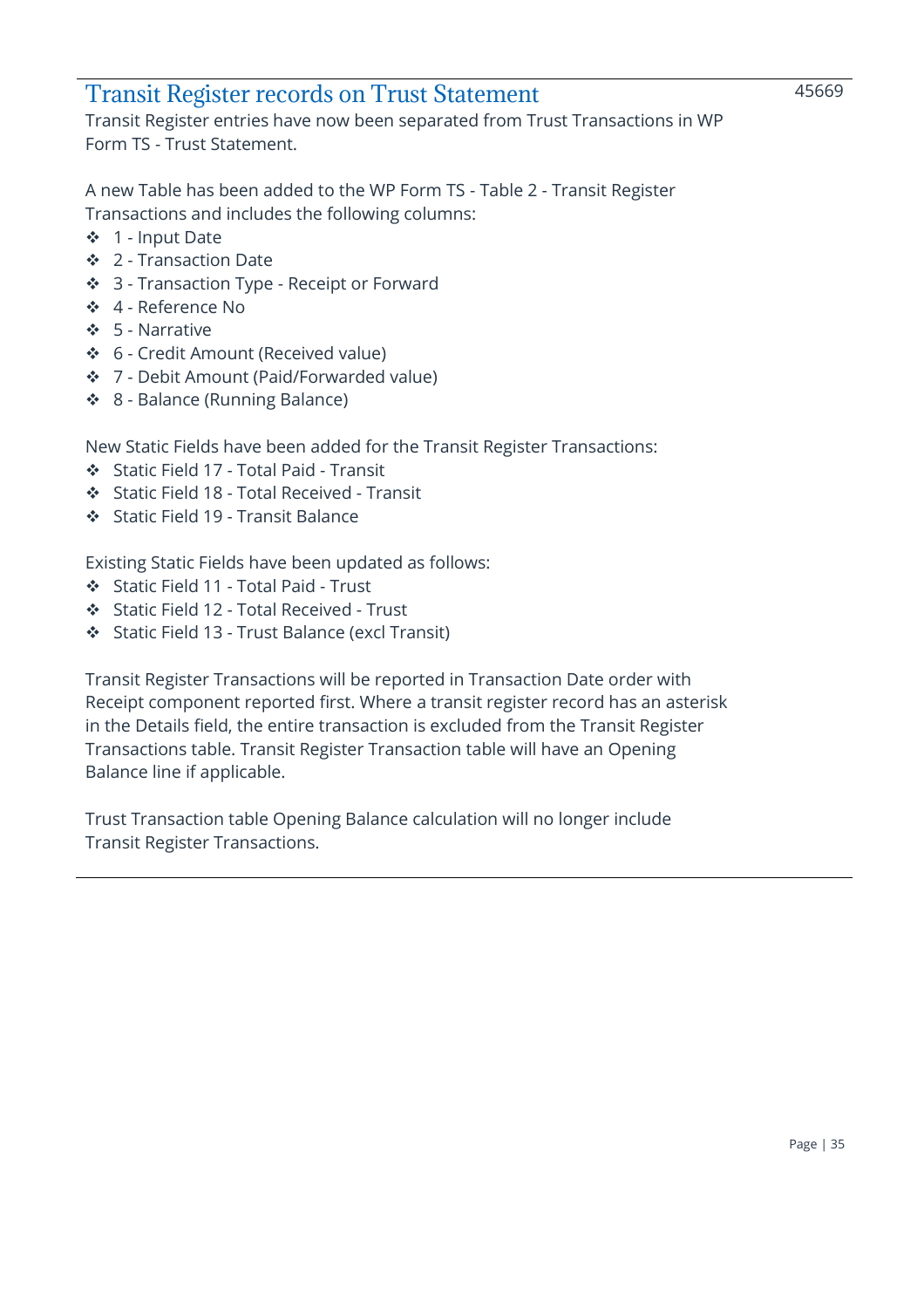## Transit Register records on Trust Statement

45669

Transit Register entries have now been separated from Trust Transactions in WP Form TS - Trust Statement.

A new Table has been added to the WP Form TS - Table 2 - Transit Register Transactions and includes the following columns:

- 1 - Input Date
- 2 - Transaction Date
- 3 - Transaction Type - Receipt or Forward
- 4 - Reference No
- 5 - Narrative
- 6 - Credit Amount (Received value)
- 7 - Debit Amount (Paid/Forwarded value)
- 8 - Balance (Running Balance)

New Static Fields have been added for the Transit Register Transactions:

- Static Field 17 - Total Paid - Transit
- Static Field 18 - Total Received - Transit
- Static Field 19 - Transit Balance

Existing Static Fields have been updated as follows:

- Static Field 11 - Total Paid - Trust
- Static Field 12 - Total Received - Trust
- Static Field 13 - Trust Balance (excl Transit)

Transit Register Transactions will be reported in Transaction Date order with Receipt component reported first. Where a transit register record has an asterisk in the Details field, the entire transaction is excluded from the Transit Register Transactions table. Transit Register Transaction table will have an Opening Balance line if applicable.

Trust Transaction table Opening Balance calculation will no longer include Transit Register Transactions.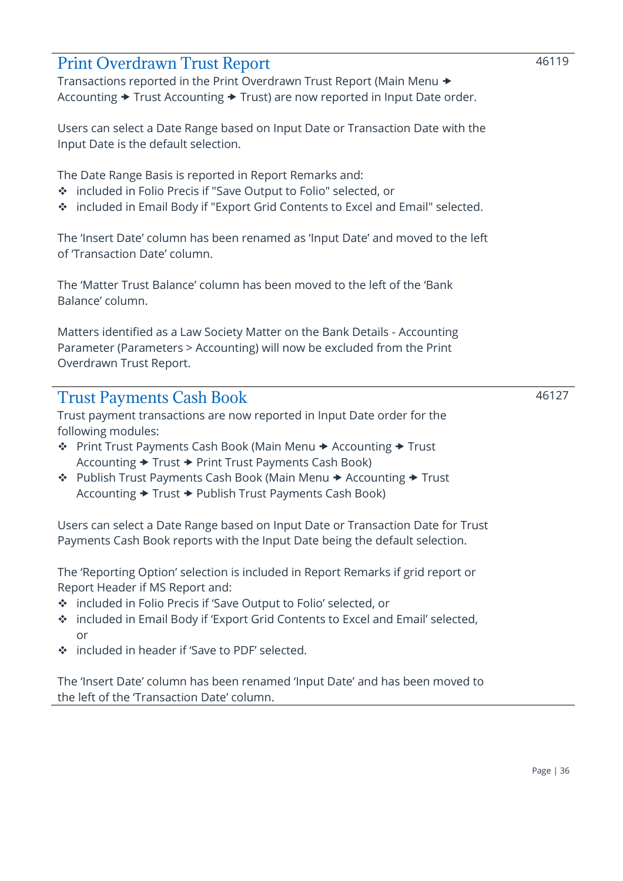## Print Overdrawn Trust Report

46119

Transactions reported in the Print Overdrawn Trust Report (Main Menu → Accounting → Trust Accounting → Trust) are now reported in Input Date order.

Users can select a Date Range based on Input Date or Transaction Date with the Input Date is the default selection.

The Date Range Basis is reported in Report Remarks and:

- included in Folio Precis if "Save Output to Folio" selected, or
- included in Email Body if "Export Grid Contents to Excel and Email" selected.

The 'Insert Date' column has been renamed as 'Input Date' and moved to the left of 'Transaction Date' column.

The 'Matter Trust Balance' column has been moved to the left of the 'Bank Balance' column.

Matters identified as a Law Society Matter on the Bank Details - Accounting Parameter (Parameters > Accounting) will now be excluded from the Print Overdrawn Trust Report.

## Trust Payments Cash Book

46127

Trust payment transactions are now reported in Input Date order for the following modules:

- Print Trust Payments Cash Book (Main Menu → Accounting → Trust Accounting → Trust → Print Trust Payments Cash Book)
- Publish Trust Payments Cash Book (Main Menu → Accounting → Trust Accounting → Trust → Publish Trust Payments Cash Book)

Users can select a Date Range based on Input Date or Transaction Date for Trust Payments Cash Book reports with the Input Date being the default selection.

The 'Reporting Option' selection is included in Report Remarks if grid report or Report Header if MS Report and:

- included in Folio Precis if 'Save Output to Folio' selected, or
- included in Email Body if 'Export Grid Contents to Excel and Email' selected, or
- included in header if 'Save to PDF' selected.

The 'Insert Date' column has been renamed 'Input Date' and has been moved to the left of the 'Transaction Date' column.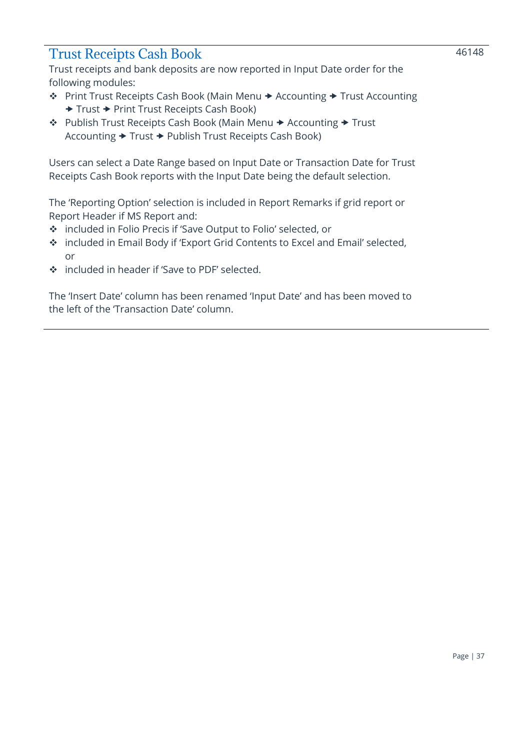## Trust Receipts Cash Book

46148

Trust receipts and bank deposits are now reported in Input Date order for the following modules:

- Print Trust Receipts Cash Book (Main Menu → Accounting → Trust Accounting → Trust → Print Trust Receipts Cash Book)
- Publish Trust Receipts Cash Book (Main Menu → Accounting → Trust Accounting → Trust → Publish Trust Receipts Cash Book)

Users can select a Date Range based on Input Date or Transaction Date for Trust Receipts Cash Book reports with the Input Date being the default selection.

The 'Reporting Option' selection is included in Report Remarks if grid report or Report Header if MS Report and:

- included in Folio Precis if 'Save Output to Folio' selected, or
- included in Email Body if 'Export Grid Contents to Excel and Email' selected, or
- included in header if 'Save to PDF' selected.

The 'Insert Date' column has been renamed 'Input Date' and has been moved to the left of the 'Transaction Date' column.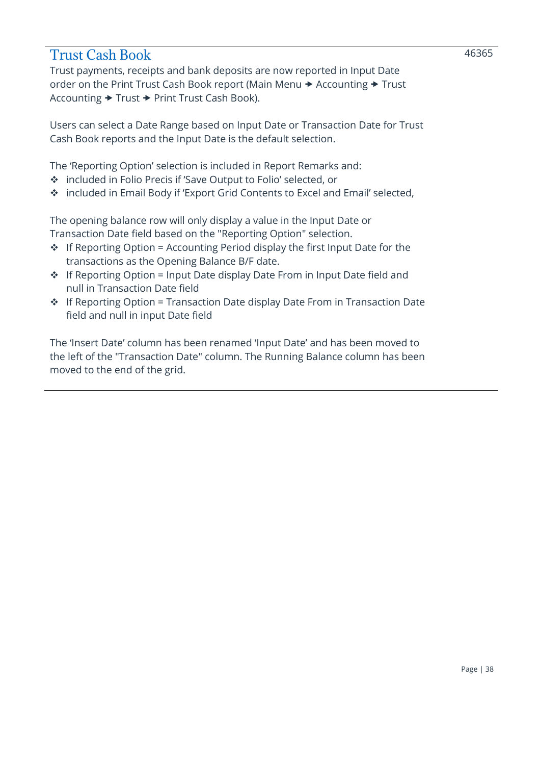## Trust Cash Book

46365

Trust payments, receipts and bank deposits are now reported in Input Date order on the Print Trust Cash Book report (Main Menu → Accounting → Trust Accounting → Trust → Print Trust Cash Book).

Users can select a Date Range based on Input Date or Transaction Date for Trust Cash Book reports and the Input Date is the default selection.

The 'Reporting Option' selection is included in Report Remarks and:

- included in Folio Precis if 'Save Output to Folio' selected, or
- included in Email Body if 'Export Grid Contents to Excel and Email' selected,

The opening balance row will only display a value in the Input Date or Transaction Date field based on the "Reporting Option" selection.

- If Reporting Option = Accounting Period display the first Input Date for the transactions as the Opening Balance B/F date.
- If Reporting Option = Input Date display Date From in Input Date field and null in Transaction Date field
- If Reporting Option = Transaction Date display Date From in Transaction Date field and null in input Date field

The 'Insert Date' column has been renamed 'Input Date' and has been moved to the left of the "Transaction Date" column. The Running Balance column has been moved to the end of the grid.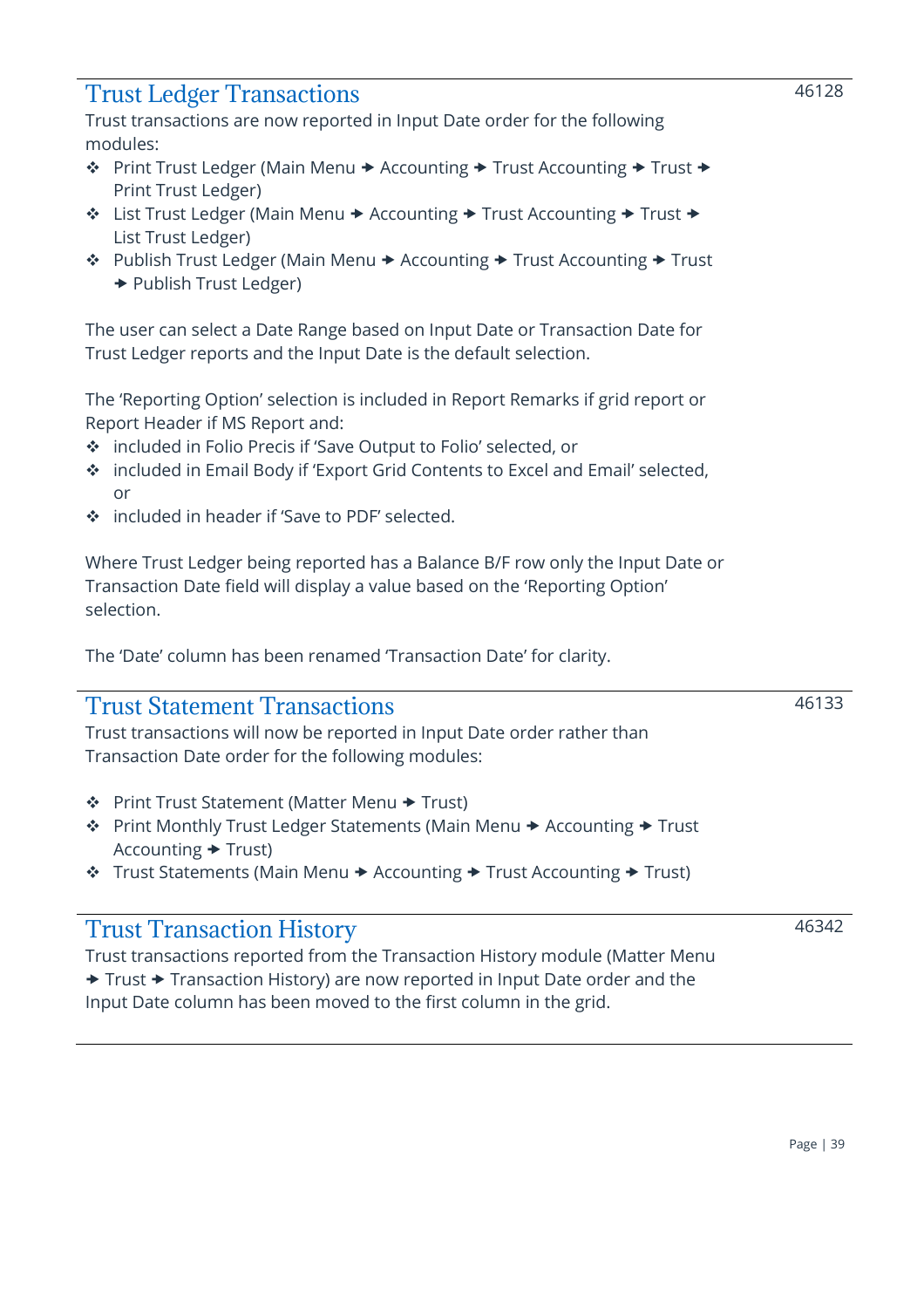## Trust Ledger Transactions

46128

Trust transactions are now reported in Input Date order for the following modules:

- Print Trust Ledger (Main Menu → Accounting → Trust Accounting → Trust → Print Trust Ledger)
- List Trust Ledger (Main Menu → Accounting → Trust Accounting → Trust → List Trust Ledger)
- Publish Trust Ledger (Main Menu → Accounting → Trust Accounting → Trust → Publish Trust Ledger)

The user can select a Date Range based on Input Date or Transaction Date for Trust Ledger reports and the Input Date is the default selection.

The 'Reporting Option' selection is included in Report Remarks if grid report or Report Header if MS Report and:

- included in Folio Precis if 'Save Output to Folio' selected, or
- included in Email Body if 'Export Grid Contents to Excel and Email' selected, or
- included in header if 'Save to PDF' selected.

Where Trust Ledger being reported has a Balance B/F row only the Input Date or Transaction Date field will display a value based on the 'Reporting Option' selection.

The 'Date' column has been renamed 'Transaction Date' for clarity.

## Trust Statement Transactions

46133

Trust transactions will now be reported in Input Date order rather than Transaction Date order for the following modules:

- Print Trust Statement (Matter Menu → Trust)
- Print Monthly Trust Ledger Statements (Main Menu → Accounting → Trust Accounting → Trust)
- Trust Statements (Main Menu → Accounting → Trust Accounting → Trust)

## Trust Transaction History

46342

Trust transactions reported from the Transaction History module (Matter Menu → Trust → Transaction History) are now reported in Input Date order and the Input Date column has been moved to the first column in the grid.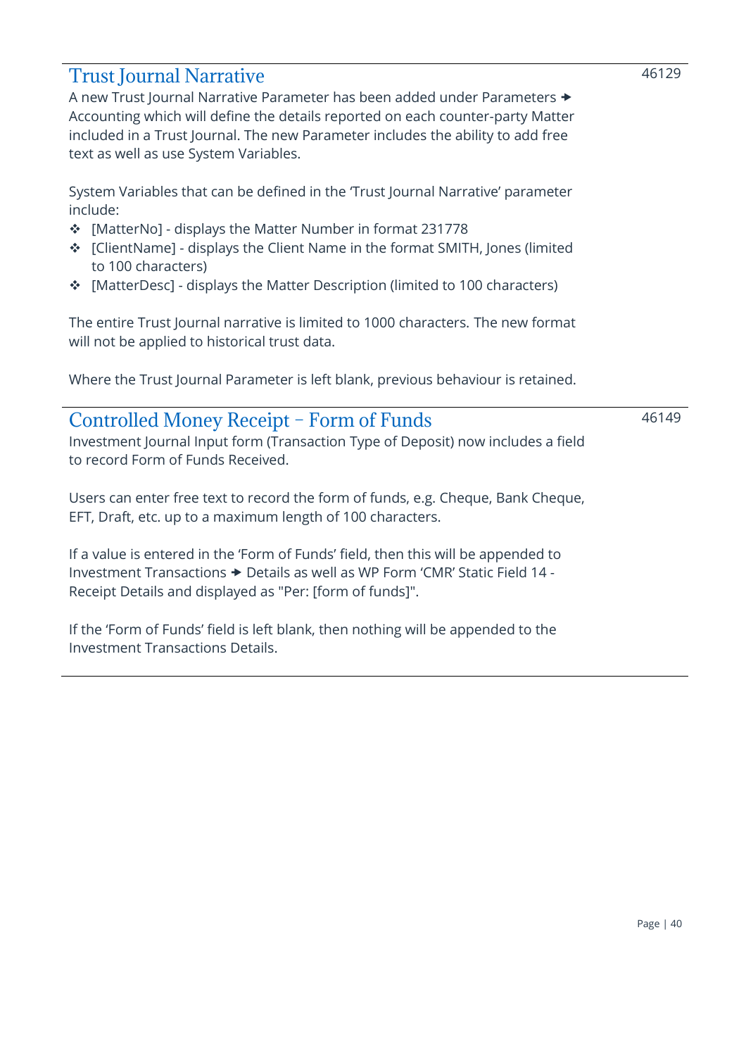## Trust Journal Narrative

46129

A new Trust Journal Narrative Parameter has been added under Parameters ➔ Accounting which will define the details reported on each counter-party Matter included in a Trust Journal. The new Parameter includes the ability to add free text as well as use System Variables.

System Variables that can be defined in the 'Trust Journal Narrative' parameter include:

- [MatterNo] - displays the Matter Number in format 231778
- [ClientName] - displays the Client Name in the format SMITH, Jones (limited to 100 characters)
- [MatterDesc] - displays the Matter Description (limited to 100 characters)

The entire Trust Journal narrative is limited to 1000 characters. The new format will not be applied to historical trust data.

Where the Trust Journal Parameter is left blank, previous behaviour is retained.

## Controlled Money Receipt – Form of Funds

46149

Investment Journal Input form (Transaction Type of Deposit) now includes a field to record Form of Funds Received.

Users can enter free text to record the form of funds, e.g. Cheque, Bank Cheque, EFT, Draft, etc. up to a maximum length of 100 characters.

If a value is entered in the 'Form of Funds' field, then this will be appended to Investment Transactions ➔ Details as well as WP Form 'CMR' Static Field 14 - Receipt Details and displayed as "Per: [form of funds]".

If the 'Form of Funds' field is left blank, then nothing will be appended to the Investment Transactions Details.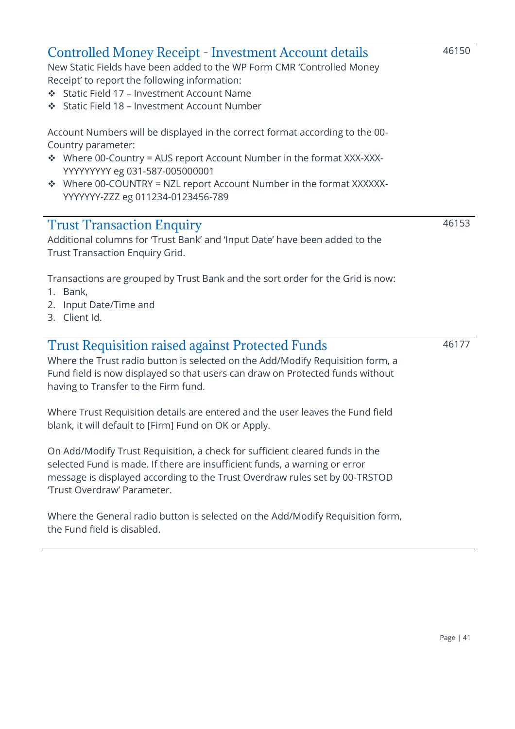## Controlled Money Receipt - Investment Account details

46150

New Static Fields have been added to the WP Form CMR 'Controlled Money Receipt' to report the following information:

- Static Field 17 – Investment Account Name
- Static Field 18 – Investment Account Number

Account Numbers will be displayed in the correct format according to the 00-Country parameter:

- Where 00-Country = AUS report Account Number in the format XXX-XXX-YYYYYYYYY eg 031-587-005000001
- Where 00-COUNTRY = NZL report Account Number in the format XXXXXX-YYYYYYY-ZZZ eg 011234-0123456-789

## Trust Transaction Enquiry

46153

Additional columns for 'Trust Bank' and 'Input Date' have been added to the Trust Transaction Enquiry Grid.

Transactions are grouped by Trust Bank and the sort order for the Grid is now:

1. Bank,
2. Input Date/Time and
3. Client Id.

## Trust Requisition raised against Protected Funds

46177

Where the Trust radio button is selected on the Add/Modify Requisition form, a Fund field is now displayed so that users can draw on Protected funds without having to Transfer to the Firm fund.

Where Trust Requisition details are entered and the user leaves the Fund field blank, it will default to [Firm] Fund on OK or Apply.

On Add/Modify Trust Requisition, a check for sufficient cleared funds in the selected Fund is made. If there are insufficient funds, a warning or error message is displayed according to the Trust Overdraw rules set by 00-TRSTOD 'Trust Overdraw' Parameter.

Where the General radio button is selected on the Add/Modify Requisition form, the Fund field is disabled.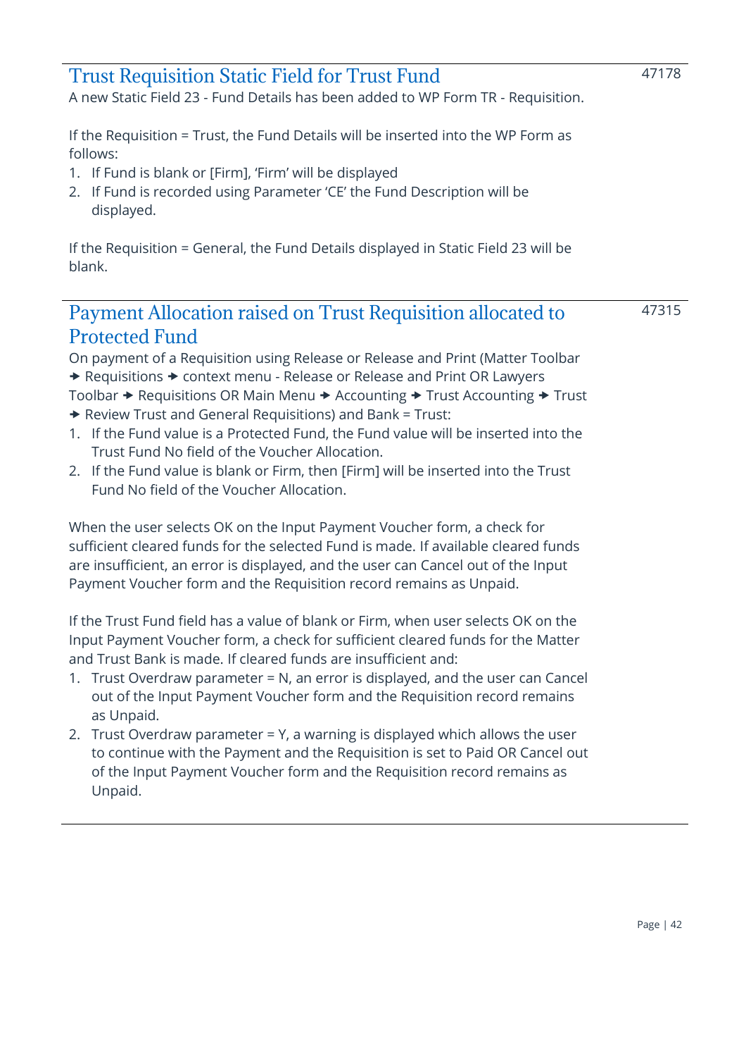## Trust Requisition Static Field for Trust Fund

47178

A new Static Field 23 - Fund Details has been added to WP Form TR - Requisition.

If the Requisition = Trust, the Fund Details will be inserted into the WP Form as follows:

1. If Fund is blank or [Firm], 'Firm' will be displayed
2. If Fund is recorded using Parameter 'CE' the Fund Description will be displayed.

If the Requisition = General, the Fund Details displayed in Static Field 23 will be blank.

## Payment Allocation raised on Trust Requisition allocated to Protected Fund

47315

On payment of a Requisition using Release or Release and Print (Matter Toolbar → Requisitions → context menu - Release or Release and Print OR Lawyers Toolbar → Requisitions OR Main Menu → Accounting → Trust Accounting → Trust → Review Trust and General Requisitions) and Bank = Trust:

1. If the Fund value is a Protected Fund, the Fund value will be inserted into the Trust Fund No field of the Voucher Allocation.
2. If the Fund value is blank or Firm, then [Firm] will be inserted into the Trust Fund No field of the Voucher Allocation.

When the user selects OK on the Input Payment Voucher form, a check for sufficient cleared funds for the selected Fund is made. If available cleared funds are insufficient, an error is displayed, and the user can Cancel out of the Input Payment Voucher form and the Requisition record remains as Unpaid.

If the Trust Fund field has a value of blank or Firm, when user selects OK on the Input Payment Voucher form, a check for sufficient cleared funds for the Matter and Trust Bank is made. If cleared funds are insufficient and:

1. Trust Overdraw parameter = N, an error is displayed, and the user can Cancel out of the Input Payment Voucher form and the Requisition record remains as Unpaid.
2. Trust Overdraw parameter = Y, a warning is displayed which allows the user to continue with the Payment and the Requisition is set to Paid OR Cancel out of the Input Payment Voucher form and the Requisition record remains as Unpaid.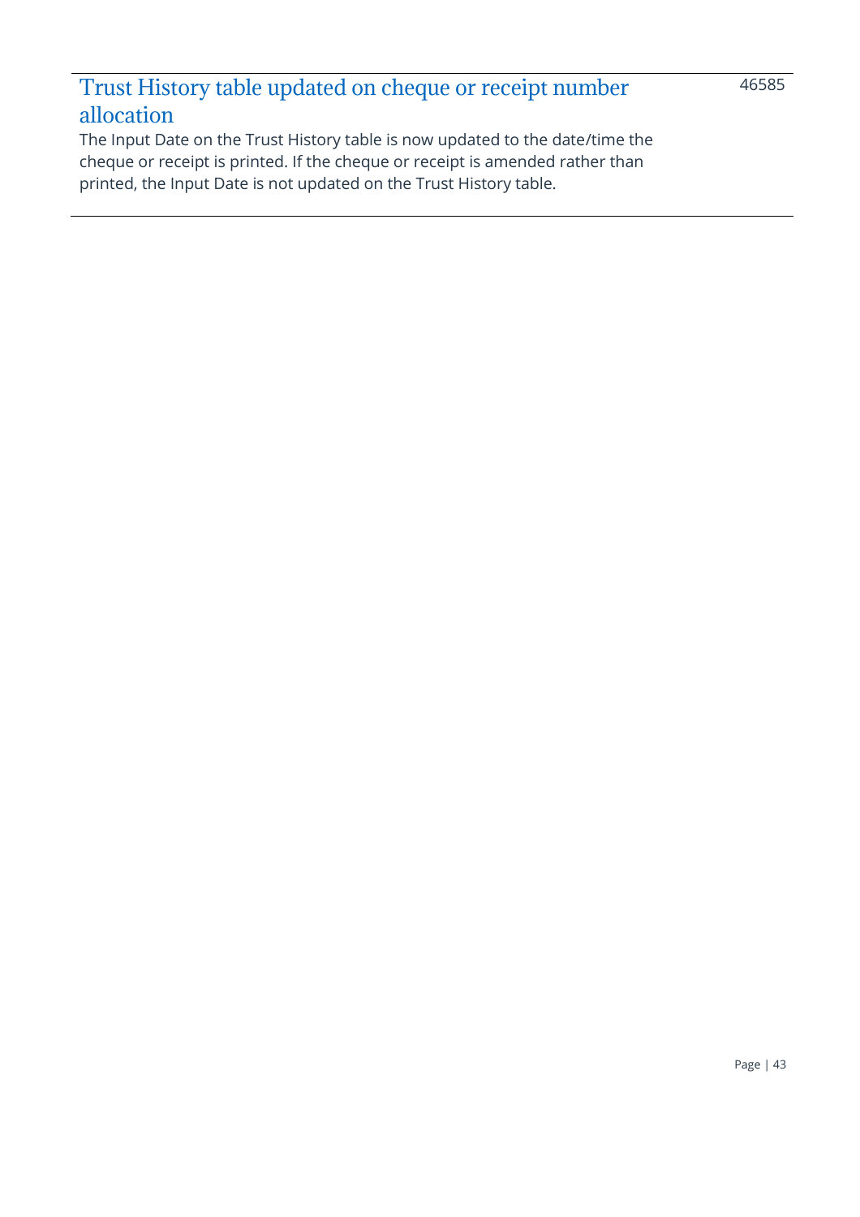## Trust History table updated on cheque or receipt number allocation

46585

The Input Date on the Trust History table is now updated to the date/time the cheque or receipt is printed. If the cheque or receipt is amended rather than printed, the Input Date is not updated on the Trust History table.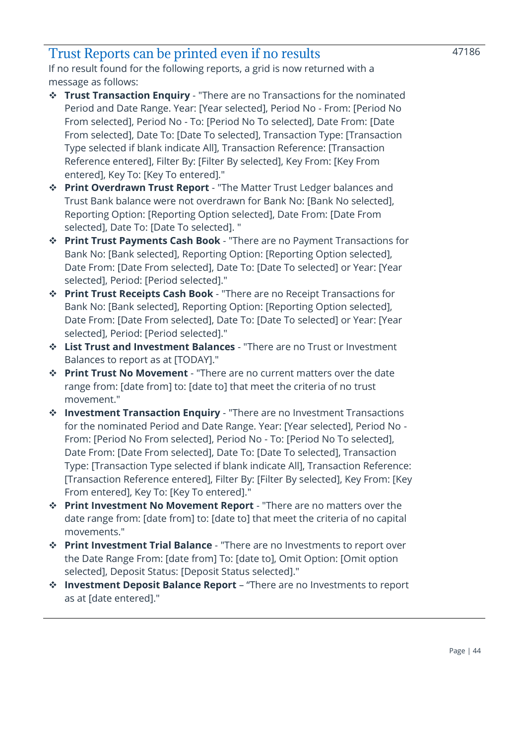## Trust Reports can be printed even if no results

47186

If no result found for the following reports, a grid is now returned with a message as follows:

- **Trust Transaction Enquiry** - "There are no Transactions for the nominated Period and Date Range. Year: [Year selected], Period No - From: [Period No From selected], Period No - To: [Period No To selected], Date From: [Date From selected], Date To: [Date To selected], Transaction Type: [Transaction Type selected if blank indicate All], Transaction Reference: [Transaction Reference entered], Filter By: [Filter By selected], Key From: [Key From entered], Key To: [Key To entered]."
- **Print Overdrawn Trust Report** - "The Matter Trust Ledger balances and Trust Bank balance were not overdrawn for Bank No: [Bank No selected], Reporting Option: [Reporting Option selected], Date From: [Date From selected], Date To: [Date To selected]. "
- **Print Trust Payments Cash Book** - "There are no Payment Transactions for Bank No: [Bank selected], Reporting Option: [Reporting Option selected], Date From: [Date From selected], Date To: [Date To selected] or Year: [Year selected], Period: [Period selected]."
- **Print Trust Receipts Cash Book** - "There are no Receipt Transactions for Bank No: [Bank selected], Reporting Option: [Reporting Option selected], Date From: [Date From selected], Date To: [Date To selected] or Year: [Year selected], Period: [Period selected]."
- **List Trust and Investment Balances** - "There are no Trust or Investment Balances to report as at [TODAY]."
- **Print Trust No Movement** - "There are no current matters over the date range from: [date from] to: [date to] that meet the criteria of no trust movement."
- **Investment Transaction Enquiry** - "There are no Investment Transactions for the nominated Period and Date Range. Year: [Year selected], Period No - From: [Period No From selected], Period No - To: [Period No To selected], Date From: [Date From selected], Date To: [Date To selected], Transaction Type: [Transaction Type selected if blank indicate All], Transaction Reference: [Transaction Reference entered], Filter By: [Filter By selected], Key From: [Key From entered], Key To: [Key To entered]."
- **Print Investment No Movement Report** - "There are no matters over the date range from: [date from] to: [date to] that meet the criteria of no capital movements."
- **Print Investment Trial Balance** - "There are no Investments to report over the Date Range From: [date from] To: [date to], Omit Option: [Omit option selected], Deposit Status: [Deposit Status selected]."
- **Investment Deposit Balance Report** – "There are no Investments to report as at [date entered]."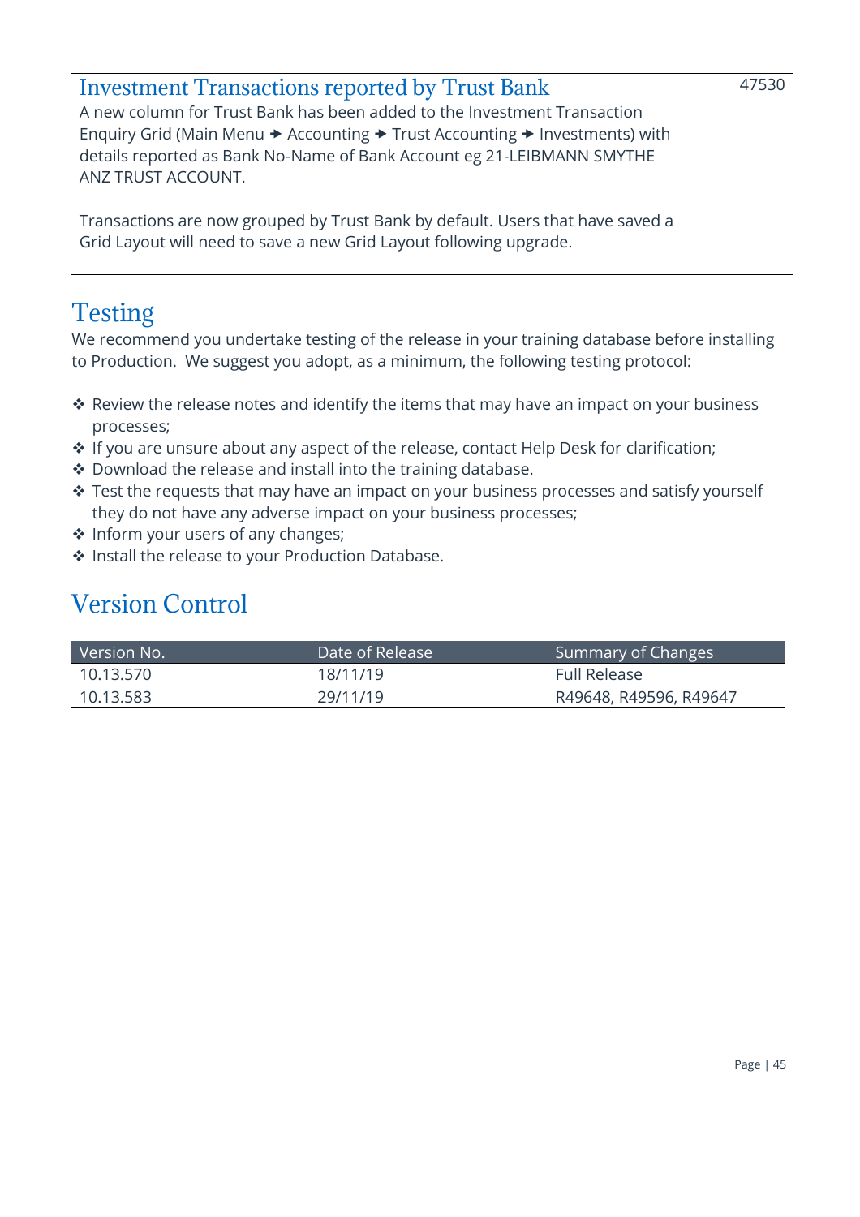## Investment Transactions reported by Trust Bank

47530

A new column for Trust Bank has been added to the Investment Transaction Enquiry Grid (Main Menu ➜ Accounting ➜ Trust Accounting ➜ Investments) with details reported as Bank No-Name of Bank Account eg 21-LEIBMANN SMYTHE ANZ TRUST ACCOUNT.

Transactions are now grouped by Trust Bank by default. Users that have saved a Grid Layout will need to save a new Grid Layout following upgrade.

# Testing

We recommend you undertake testing of the release in your training database before installing to Production. We suggest you adopt, as a minimum, the following testing protocol:

- Review the release notes and identify the items that may have an impact on your business processes;
- If you are unsure about any aspect of the release, contact Help Desk for clarification;
- Download the release and install into the training database.
- Test the requests that may have an impact on your business processes and satisfy yourself they do not have any adverse impact on your business processes;
- Inform your users of any changes;
- Install the release to your Production Database.

# Version Control

| Version No. | Date of Release | Summary of Changes |
|---|---|---|
| 10.13.570 | 18/11/19 | Full Release |
| 10.13.583 | 29/11/19 | R49648, R49596, R49647 |